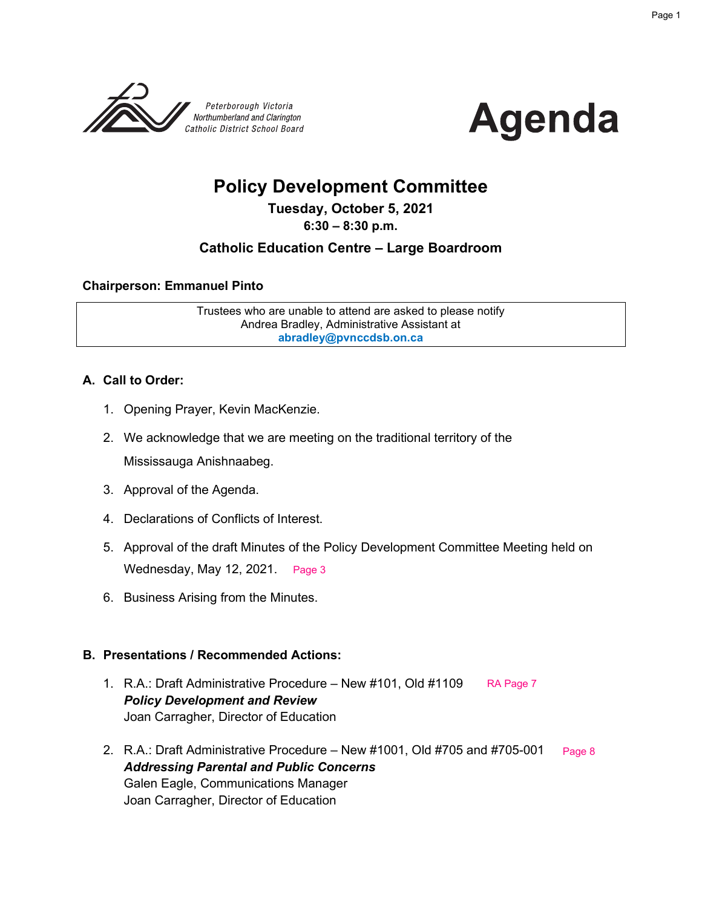Peterborough Victoria
Northumberland and Clarington
Catholic District School Board

# Agenda

## Policy Development Committee

**Tuesday, October 5, 2021**

**6:30 – 8:30 p.m.**

**Catholic Education Centre – Large Boardroom**

**Chairperson: Emmanuel Pinto**

Trustees who are unable to attend are asked to please notify Andrea Bradley, Administrative Assistant at **abradley@pvnccdsb.on.ca**

### A. Call to Order:

1. Opening Prayer, Kevin MacKenzie.
2. We acknowledge that we are meeting on the traditional territory of the Mississauga Anishnaabeg.
3. Approval of the Agenda.
4. Declarations of Conflicts of Interest.
5. Approval of the draft Minutes of the Policy Development Committee Meeting held on Wednesday, May 12, 2021. Page 3
6. Business Arising from the Minutes.

### B. Presentations / Recommended Actions:

1. R.A.: Draft Administrative Procedure – New #101, Old #1109 RA Page 7
   ***Policy Development and Review***
   Joan Carragher, Director of Education

2. R.A.: Draft Administrative Procedure – New #1001, Old #705 and #705-001 Page 8
   ***Addressing Parental and Public Concerns***
   Galen Eagle, Communications Manager
   Joan Carragher, Director of Education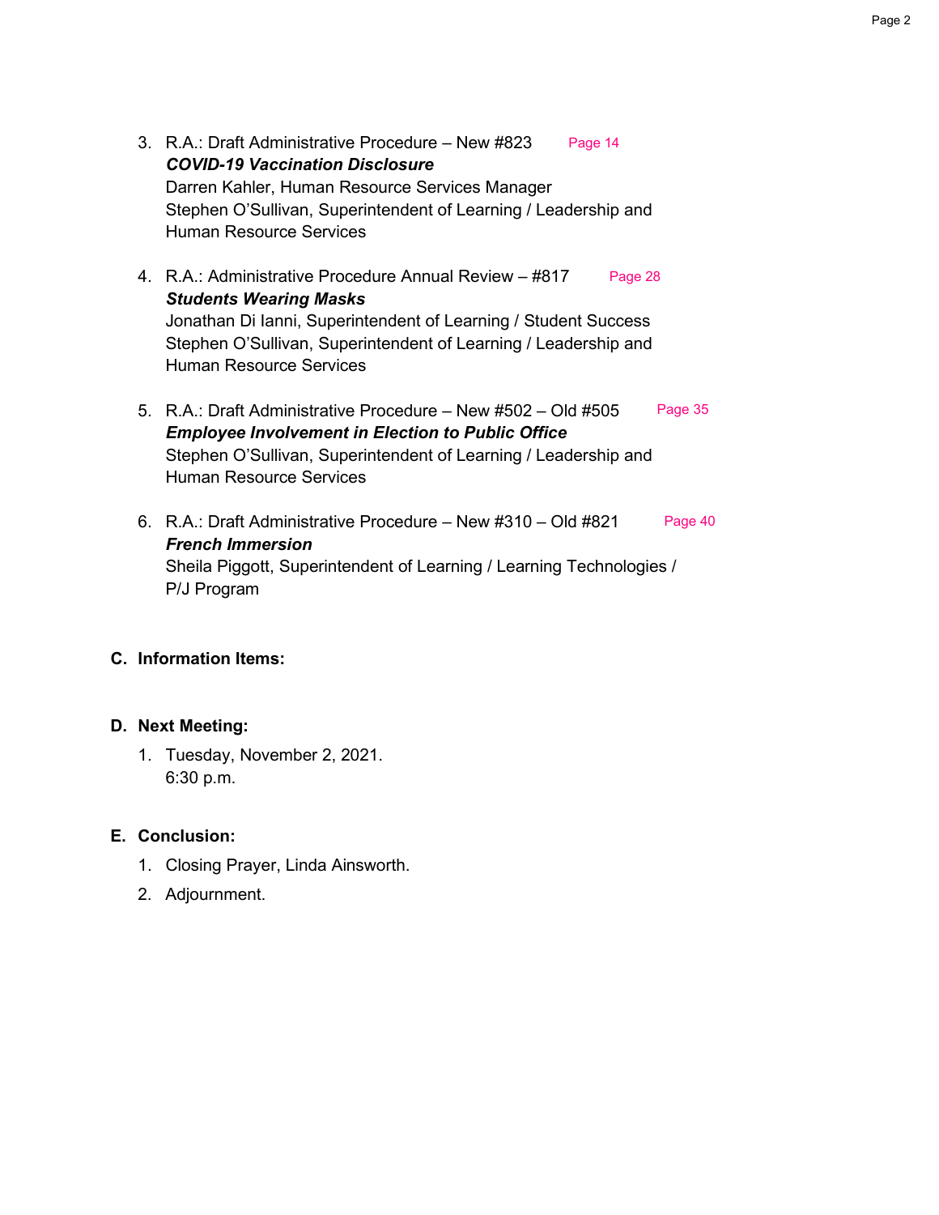3. R.A.: Draft Administrative Procedure – New #823 Page 14
   ***COVID-19 Vaccination Disclosure***
   Darren Kahler, Human Resource Services Manager
   Stephen O'Sullivan, Superintendent of Learning / Leadership and Human Resource Services

4. R.A.: Administrative Procedure Annual Review – #817 Page 28
   ***Students Wearing Masks***
   Jonathan Di Ianni, Superintendent of Learning / Student Success
   Stephen O'Sullivan, Superintendent of Learning / Leadership and Human Resource Services

5. R.A.: Draft Administrative Procedure – New #502 – Old #505 Page 35
   ***Employee Involvement in Election to Public Office***
   Stephen O'Sullivan, Superintendent of Learning / Leadership and Human Resource Services

6. R.A.: Draft Administrative Procedure – New #310 – Old #821 Page 40
   ***French Immersion***
   Sheila Piggott, Superintendent of Learning / Learning Technologies / P/J Program

## C. Information Items:

## D. Next Meeting:

1. Tuesday, November 2, 2021.
   6:30 p.m.

## E. Conclusion:

1. Closing Prayer, Linda Ainsworth.
2. Adjournment.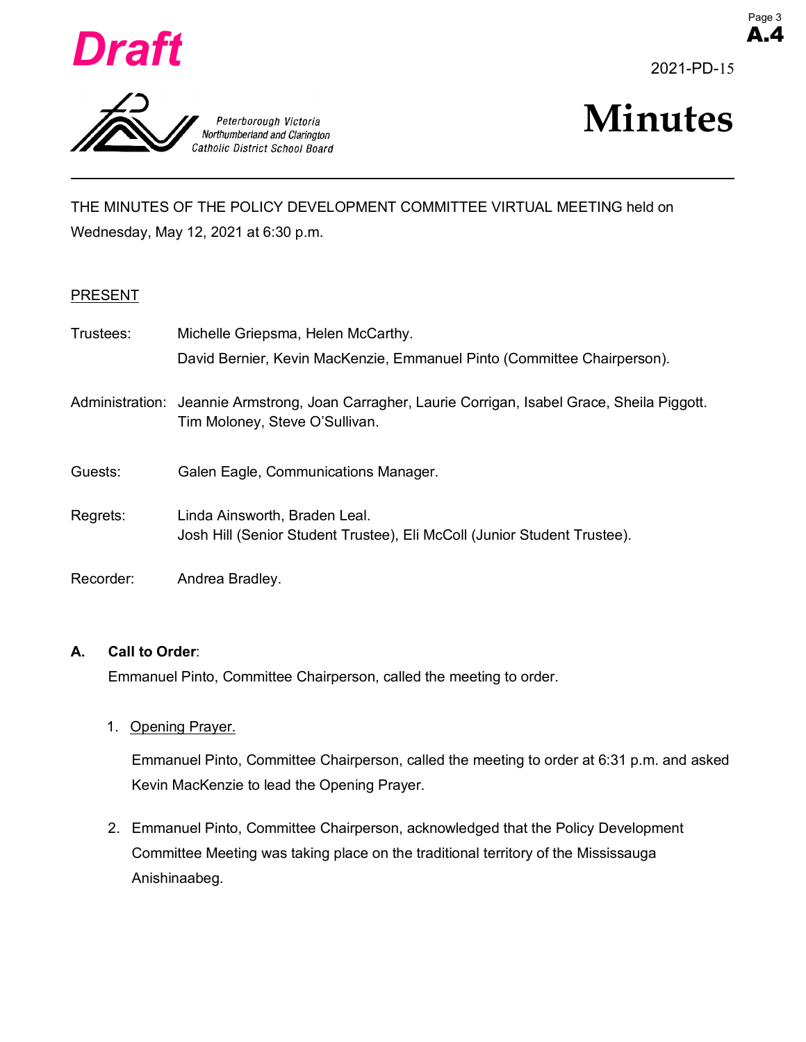**Draft**

2021-PD-15

Peterborough Victoria Northumberland and Clarington Catholic District School Board

# Minutes

THE MINUTES OF THE POLICY DEVELOPMENT COMMITTEE VIRTUAL MEETING held on Wednesday, May 12, 2021 at 6:30 p.m.

PRESENT

| | |
|---|---|
| Trustees: | Michelle Griepsma, Helen McCarthy. David Bernier, Kevin MacKenzie, Emmanuel Pinto (Committee Chairperson). |
| Administration: | Jeannie Armstrong, Joan Carragher, Laurie Corrigan, Isabel Grace, Sheila Piggott. Tim Moloney, Steve O'Sullivan. |
| Guests: | Galen Eagle, Communications Manager. |
| Regrets: | Linda Ainsworth, Braden Leal. Josh Hill (Senior Student Trustee), Eli McColl (Junior Student Trustee). |
| Recorder: | Andrea Bradley. |

**A. Call to Order**:

Emmanuel Pinto, Committee Chairperson, called the meeting to order.

1. Opening Prayer.

   Emmanuel Pinto, Committee Chairperson, called the meeting to order at 6:31 p.m. and asked Kevin MacKenzie to lead the Opening Prayer.

2. Emmanuel Pinto, Committee Chairperson, acknowledged that the Policy Development Committee Meeting was taking place on the traditional territory of the Mississauga Anishinaabeg.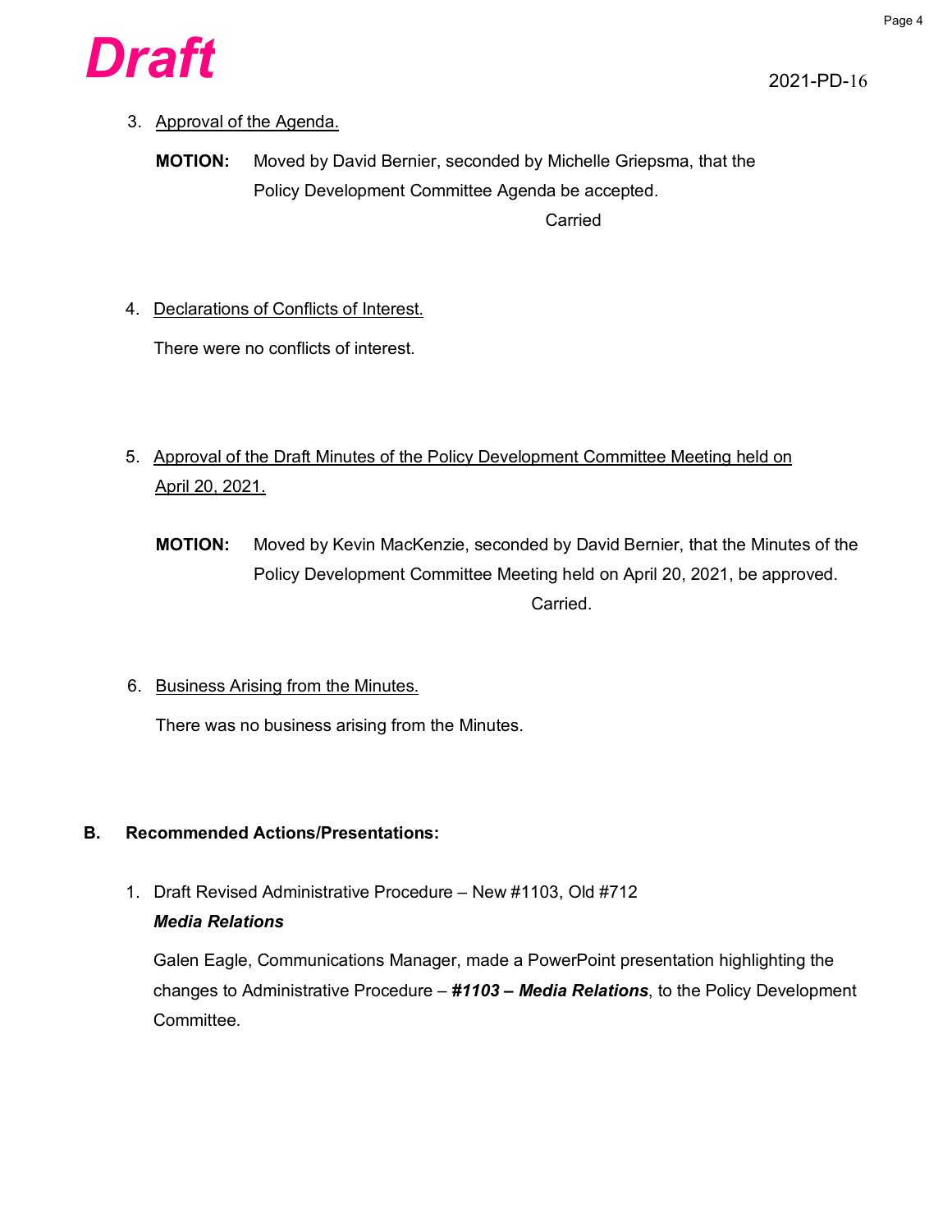**Draft**

2021-PD-16

3. Approval of the Agenda.

**MOTION:** Moved by David Bernier, seconded by Michelle Griepsma, that the Policy Development Committee Agenda be accepted.

Carried

4. Declarations of Conflicts of Interest.

There were no conflicts of interest.

5. Approval of the Draft Minutes of the Policy Development Committee Meeting held on April 20, 2021.

**MOTION:** Moved by Kevin MacKenzie, seconded by David Bernier, that the Minutes of the Policy Development Committee Meeting held on April 20, 2021, be approved.

Carried.

6. Business Arising from the Minutes.

There was no business arising from the Minutes.

## B. Recommended Actions/Presentations:

1. Draft Revised Administrative Procedure – New #1103, Old #712
   ***Media Relations***

   Galen Eagle, Communications Manager, made a PowerPoint presentation highlighting the changes to Administrative Procedure – ***#1103 – Media Relations***, to the Policy Development Committee.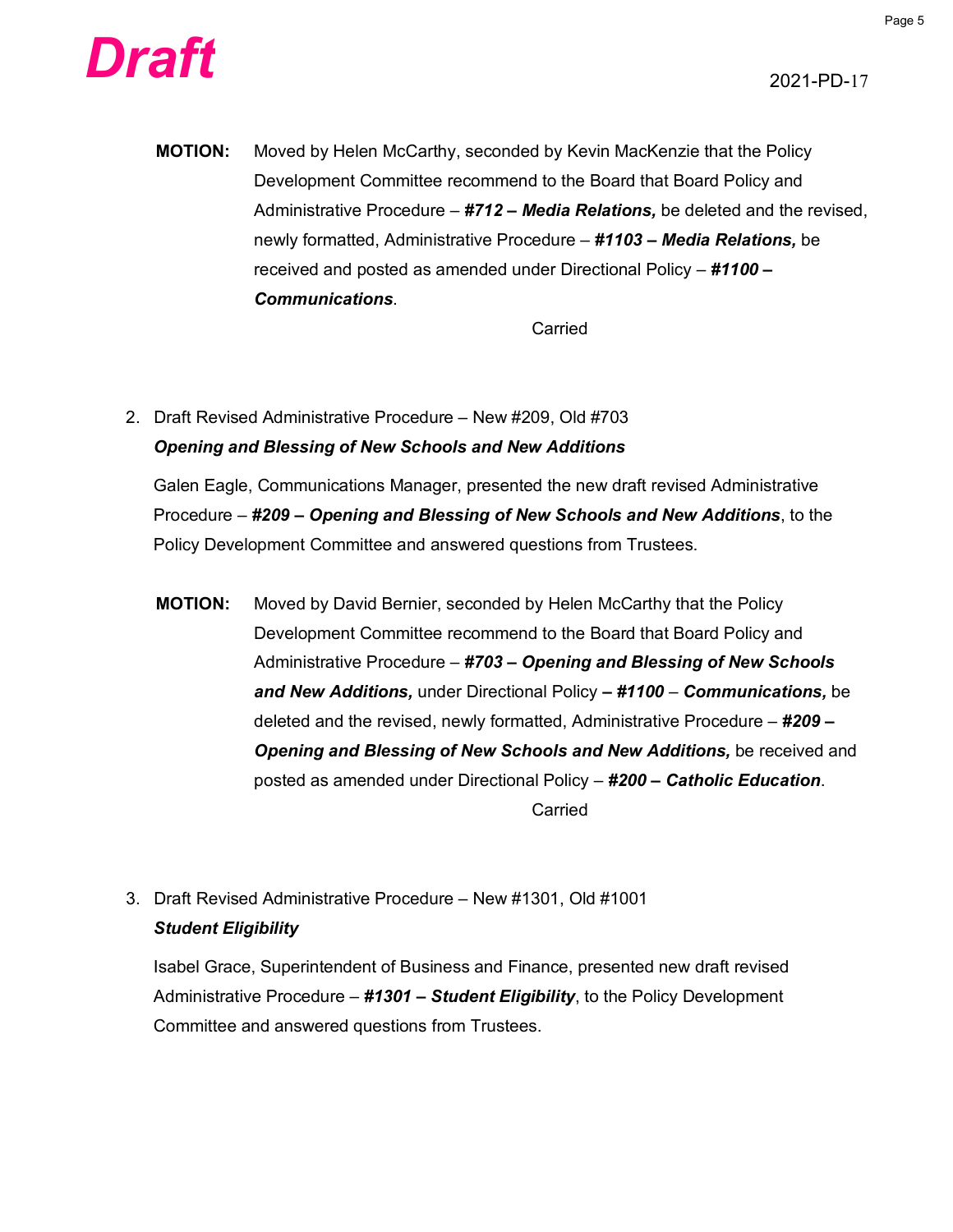**Draft**

2021-PD-17

**MOTION:** Moved by Helen McCarthy, seconded by Kevin MacKenzie that the Policy Development Committee recommend to the Board that Board Policy and Administrative Procedure – ***#712 – Media Relations,*** be deleted and the revised, newly formatted, Administrative Procedure – ***#1103 – Media Relations,*** be received and posted as amended under Directional Policy – ***#1100 – Communications***.

Carried

2. Draft Revised Administrative Procedure – New #209, Old #703
   ***Opening and Blessing of New Schools and New Additions***

   Galen Eagle, Communications Manager, presented the new draft revised Administrative Procedure – ***#209 – Opening and Blessing of New Schools and New Additions***, to the Policy Development Committee and answered questions from Trustees.

**MOTION:** Moved by David Bernier, seconded by Helen McCarthy that the Policy Development Committee recommend to the Board that Board Policy and Administrative Procedure – ***#703 – Opening and Blessing of New Schools and New Additions,*** under Directional Policy ***– #1100 – Communications,*** be deleted and the revised, newly formatted, Administrative Procedure – ***#209 – Opening and Blessing of New Schools and New Additions,*** be received and posted as amended under Directional Policy – ***#200 – Catholic Education***.

Carried

3. Draft Revised Administrative Procedure – New #1301, Old #1001
   ***Student Eligibility***

   Isabel Grace, Superintendent of Business and Finance, presented new draft revised Administrative Procedure – ***#1301 – Student Eligibility***, to the Policy Development Committee and answered questions from Trustees.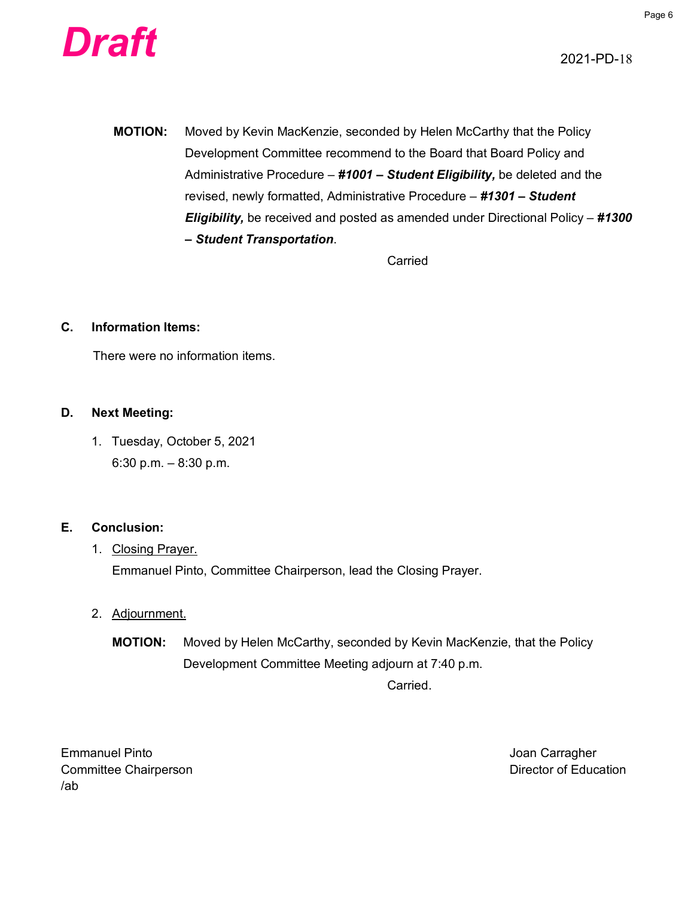**Draft**

2021-PD-18

**MOTION:** Moved by Kevin MacKenzie, seconded by Helen McCarthy that the Policy Development Committee recommend to the Board that Board Policy and Administrative Procedure – ***#1001 – Student Eligibility,*** be deleted and the revised, newly formatted, Administrative Procedure – ***#1301 – Student Eligibility,*** be received and posted as amended under Directional Policy – ***#1300 – Student Transportation***.

Carried

## C. Information Items:

There were no information items.

## D. Next Meeting:

1. Tuesday, October 5, 2021
   6:30 p.m. – 8:30 p.m.

## E. Conclusion:

1. Closing Prayer.
   Emmanuel Pinto, Committee Chairperson, lead the Closing Prayer.

2. Adjournment.

**MOTION:** Moved by Helen McCarthy, seconded by Kevin MacKenzie, that the Policy Development Committee Meeting adjourn at 7:40 p.m.

Carried.

Emmanuel Pinto
Committee Chairperson
/ab

Joan Carragher
Director of Education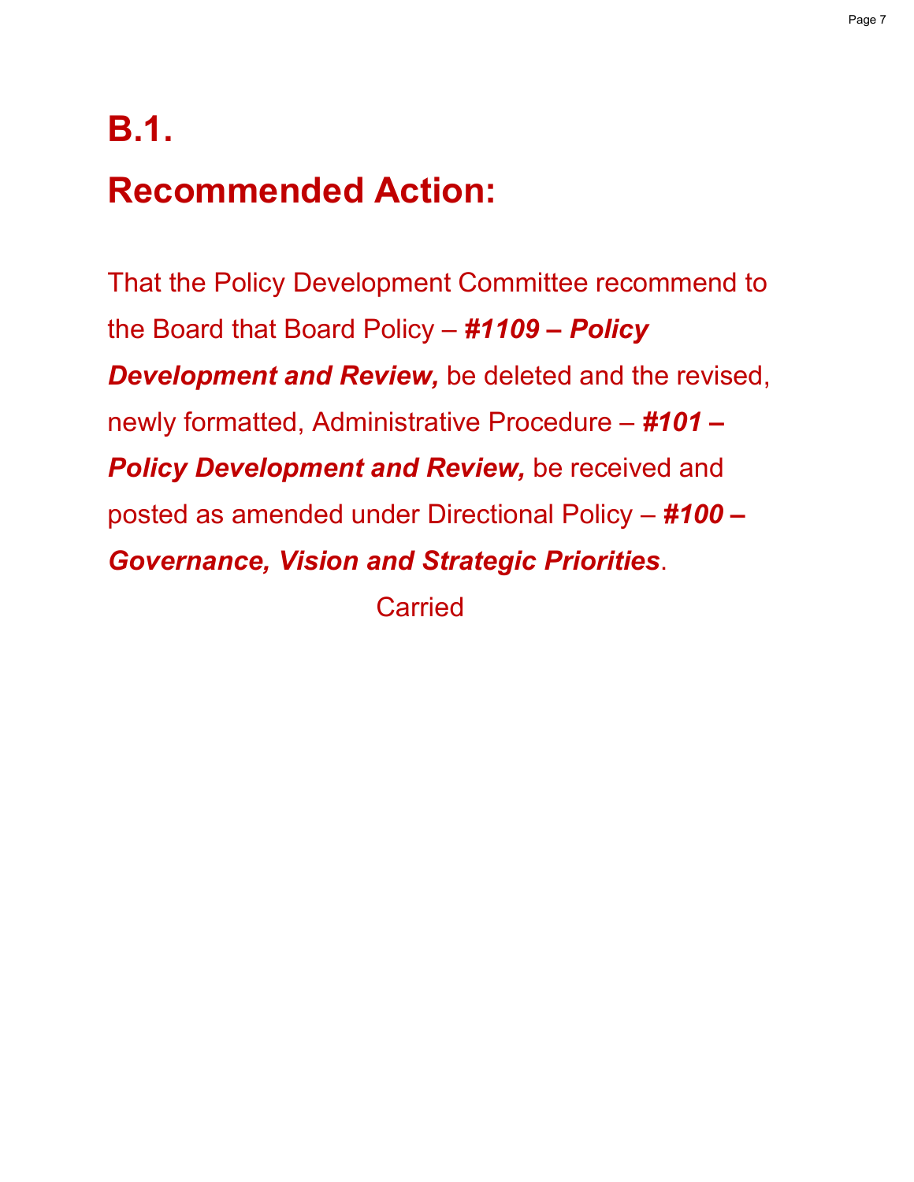# B.1.

# Recommended Action:

That the Policy Development Committee recommend to the Board that Board Policy – ***#1109 – Policy Development and Review,*** be deleted and the revised, newly formatted, Administrative Procedure – ***#101 – Policy Development and Review,*** be received and posted as amended under Directional Policy – ***#100 – Governance, Vision and Strategic Priorities***.

Carried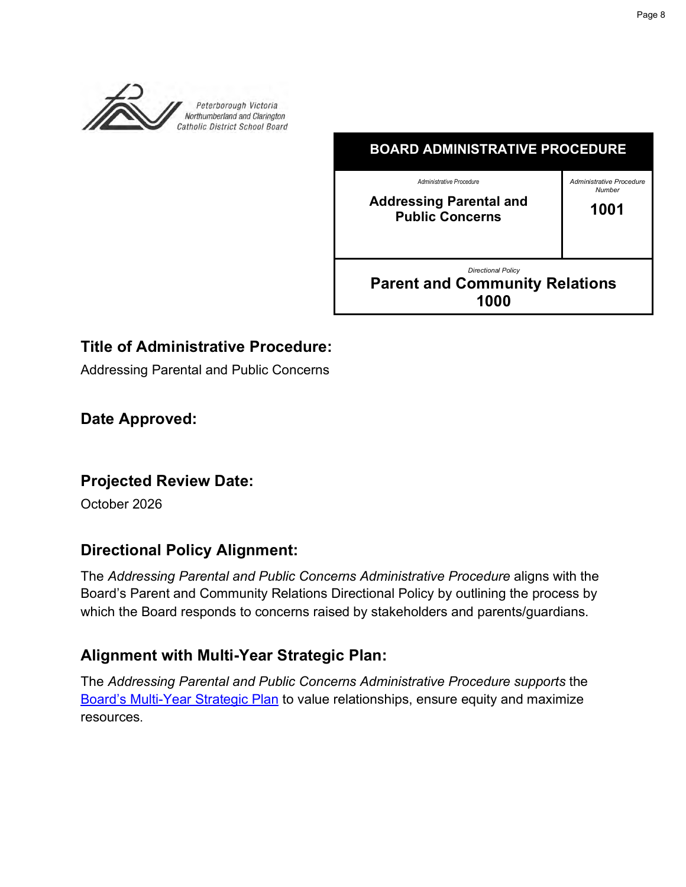Peterborough Victoria Northumberland and Clarington Catholic District School Board

| BOARD ADMINISTRATIVE PROCEDURE | |
|---|---|
| *Administrative Procedure*<br>**Addressing Parental and Public Concerns** | *Administrative Procedure Number*<br>**1001** |
| *Directional Policy*<br>**Parent and Community Relations 1000** | |

## Title of Administrative Procedure:

Addressing Parental and Public Concerns

## Date Approved:

## Projected Review Date:

October 2026

## Directional Policy Alignment:

The *Addressing Parental and Public Concerns Administrative Procedure* aligns with the Board's Parent and Community Relations Directional Policy by outlining the process by which the Board responds to concerns raised by stakeholders and parents/guardians.

## Alignment with Multi-Year Strategic Plan:

The *Addressing Parental and Public Concerns Administrative Procedure supports* the Board's Multi-Year Strategic Plan to value relationships, ensure equity and maximize resources.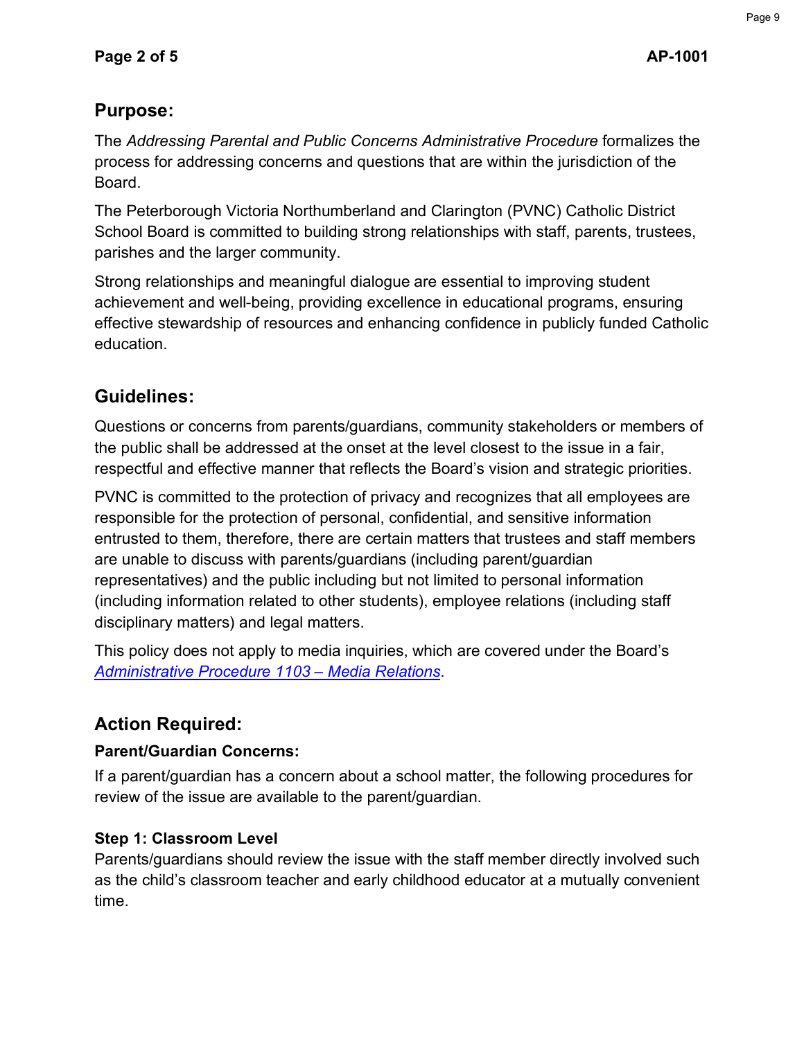## Purpose:

The *Addressing Parental and Public Concerns Administrative Procedure* formalizes the process for addressing concerns and questions that are within the jurisdiction of the Board.

The Peterborough Victoria Northumberland and Clarington (PVNC) Catholic District School Board is committed to building strong relationships with staff, parents, trustees, parishes and the larger community.

Strong relationships and meaningful dialogue are essential to improving student achievement and well-being, providing excellence in educational programs, ensuring effective stewardship of resources and enhancing confidence in publicly funded Catholic education.

## Guidelines:

Questions or concerns from parents/guardians, community stakeholders or members of the public shall be addressed at the onset at the level closest to the issue in a fair, respectful and effective manner that reflects the Board's vision and strategic priorities.

PVNC is committed to the protection of privacy and recognizes that all employees are responsible for the protection of personal, confidential, and sensitive information entrusted to them, therefore, there are certain matters that trustees and staff members are unable to discuss with parents/guardians (including parent/guardian representatives) and the public including but not limited to personal information (including information related to other students), employee relations (including staff disciplinary matters) and legal matters.

This policy does not apply to media inquiries, which are covered under the Board's *Administrative Procedure 1103 – Media Relations*.

## Action Required:

### Parent/Guardian Concerns:

If a parent/guardian has a concern about a school matter, the following procedures for review of the issue are available to the parent/guardian.

### Step 1: Classroom Level

Parents/guardians should review the issue with the staff member directly involved such as the child's classroom teacher and early childhood educator at a mutually convenient time.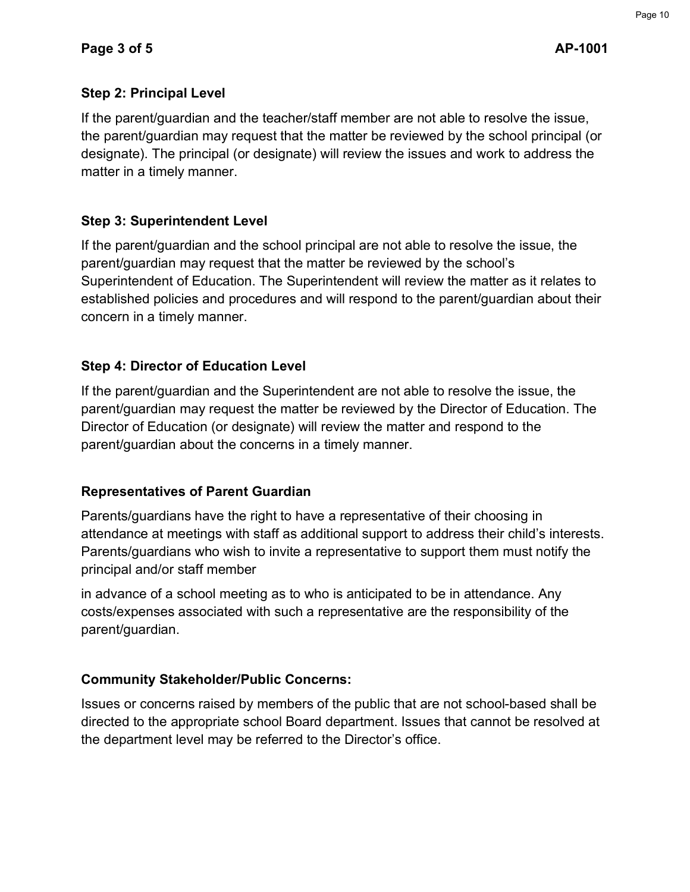### Step 2: Principal Level

If the parent/guardian and the teacher/staff member are not able to resolve the issue, the parent/guardian may request that the matter be reviewed by the school principal (or designate). The principal (or designate) will review the issues and work to address the matter in a timely manner.

### Step 3: Superintendent Level

If the parent/guardian and the school principal are not able to resolve the issue, the parent/guardian may request that the matter be reviewed by the school's Superintendent of Education. The Superintendent will review the matter as it relates to established policies and procedures and will respond to the parent/guardian about their concern in a timely manner.

### Step 4: Director of Education Level

If the parent/guardian and the Superintendent are not able to resolve the issue, the parent/guardian may request the matter be reviewed by the Director of Education. The Director of Education (or designate) will review the matter and respond to the parent/guardian about the concerns in a timely manner.

### Representatives of Parent Guardian

Parents/guardians have the right to have a representative of their choosing in attendance at meetings with staff as additional support to address their child's interests. Parents/guardians who wish to invite a representative to support them must notify the principal and/or staff member

in advance of a school meeting as to who is anticipated to be in attendance. Any costs/expenses associated with such a representative are the responsibility of the parent/guardian.

### Community Stakeholder/Public Concerns:

Issues or concerns raised by members of the public that are not school-based shall be directed to the appropriate school Board department. Issues that cannot be resolved at the department level may be referred to the Director's office.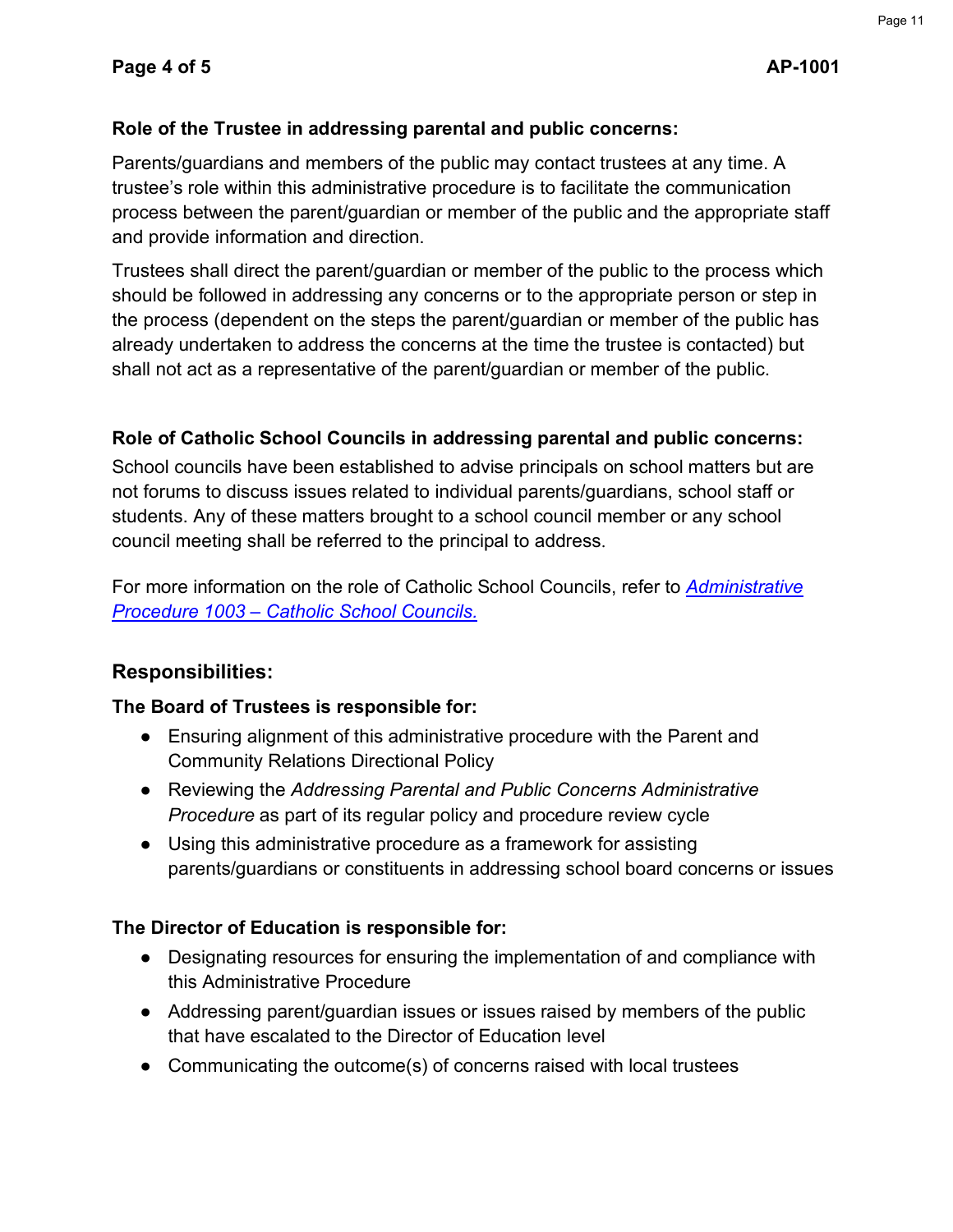**Role of the Trustee in addressing parental and public concerns:**

Parents/guardians and members of the public may contact trustees at any time. A trustee's role within this administrative procedure is to facilitate the communication process between the parent/guardian or member of the public and the appropriate staff and provide information and direction.

Trustees shall direct the parent/guardian or member of the public to the process which should be followed in addressing any concerns or to the appropriate person or step in the process (dependent on the steps the parent/guardian or member of the public has already undertaken to address the concerns at the time the trustee is contacted) but shall not act as a representative of the parent/guardian or member of the public.

**Role of Catholic School Councils in addressing parental and public concerns:**

School councils have been established to advise principals on school matters but are not forums to discuss issues related to individual parents/guardians, school staff or students. Any of these matters brought to a school council member or any school council meeting shall be referred to the principal to address.

For more information on the role of Catholic School Councils, refer to *Administrative Procedure 1003 – Catholic School Councils.*

## Responsibilities:

**The Board of Trustees is responsible for:**

- Ensuring alignment of this administrative procedure with the Parent and Community Relations Directional Policy
- Reviewing the *Addressing Parental and Public Concerns Administrative Procedure* as part of its regular policy and procedure review cycle
- Using this administrative procedure as a framework for assisting parents/guardians or constituents in addressing school board concerns or issues

**The Director of Education is responsible for:**

- Designating resources for ensuring the implementation of and compliance with this Administrative Procedure
- Addressing parent/guardian issues or issues raised by members of the public that have escalated to the Director of Education level
- Communicating the outcome(s) of concerns raised with local trustees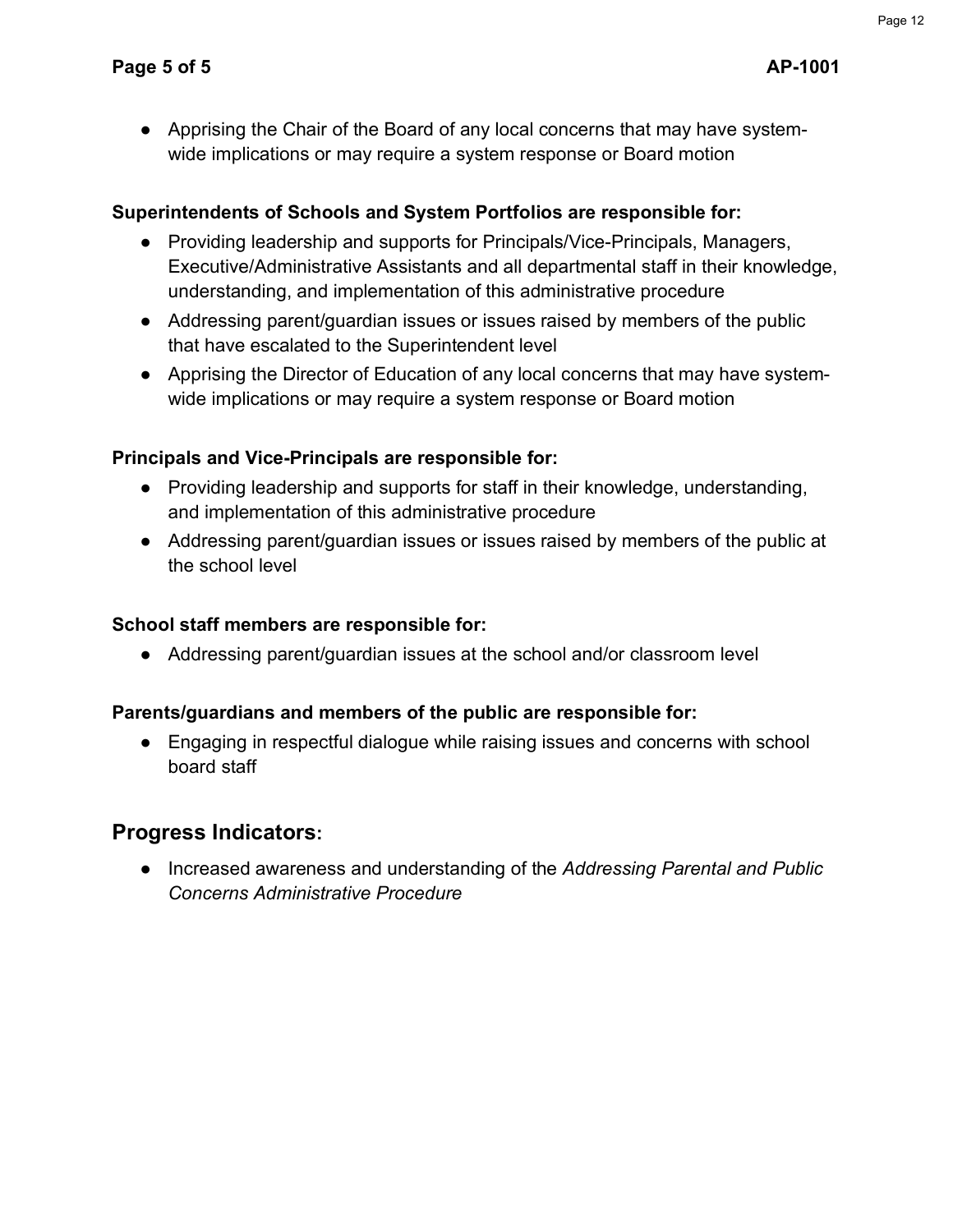- Apprising the Chair of the Board of any local concerns that may have system-wide implications or may require a system response or Board motion

**Superintendents of Schools and System Portfolios are responsible for:**

- Providing leadership and supports for Principals/Vice-Principals, Managers, Executive/Administrative Assistants and all departmental staff in their knowledge, understanding, and implementation of this administrative procedure
- Addressing parent/guardian issues or issues raised by members of the public that have escalated to the Superintendent level
- Apprising the Director of Education of any local concerns that may have system-wide implications or may require a system response or Board motion

**Principals and Vice-Principals are responsible for:**

- Providing leadership and supports for staff in their knowledge, understanding, and implementation of this administrative procedure
- Addressing parent/guardian issues or issues raised by members of the public at the school level

**School staff members are responsible for:**

- Addressing parent/guardian issues at the school and/or classroom level

**Parents/guardians and members of the public are responsible for:**

- Engaging in respectful dialogue while raising issues and concerns with school board staff

## Progress Indicators:

- Increased awareness and understanding of the *Addressing Parental and Public Concerns Administrative Procedure*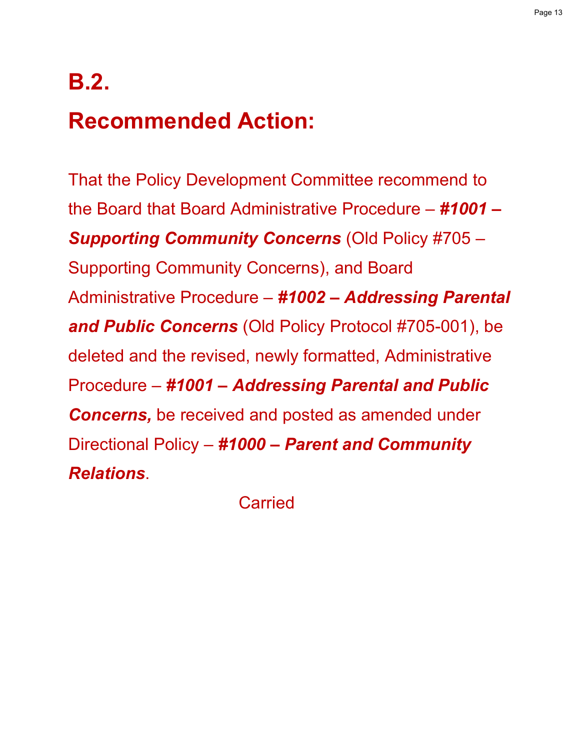# B.2.

# Recommended Action:

That the Policy Development Committee recommend to the Board that Board Administrative Procedure – ***#1001 – Supporting Community Concerns*** (Old Policy #705 – Supporting Community Concerns), and Board Administrative Procedure – ***#1002 – Addressing Parental and Public Concerns*** (Old Policy Protocol #705-001), be deleted and the revised, newly formatted, Administrative Procedure – ***#1001 – Addressing Parental and Public Concerns,*** be received and posted as amended under Directional Policy – ***#1000 – Parent and Community Relations***.

Carried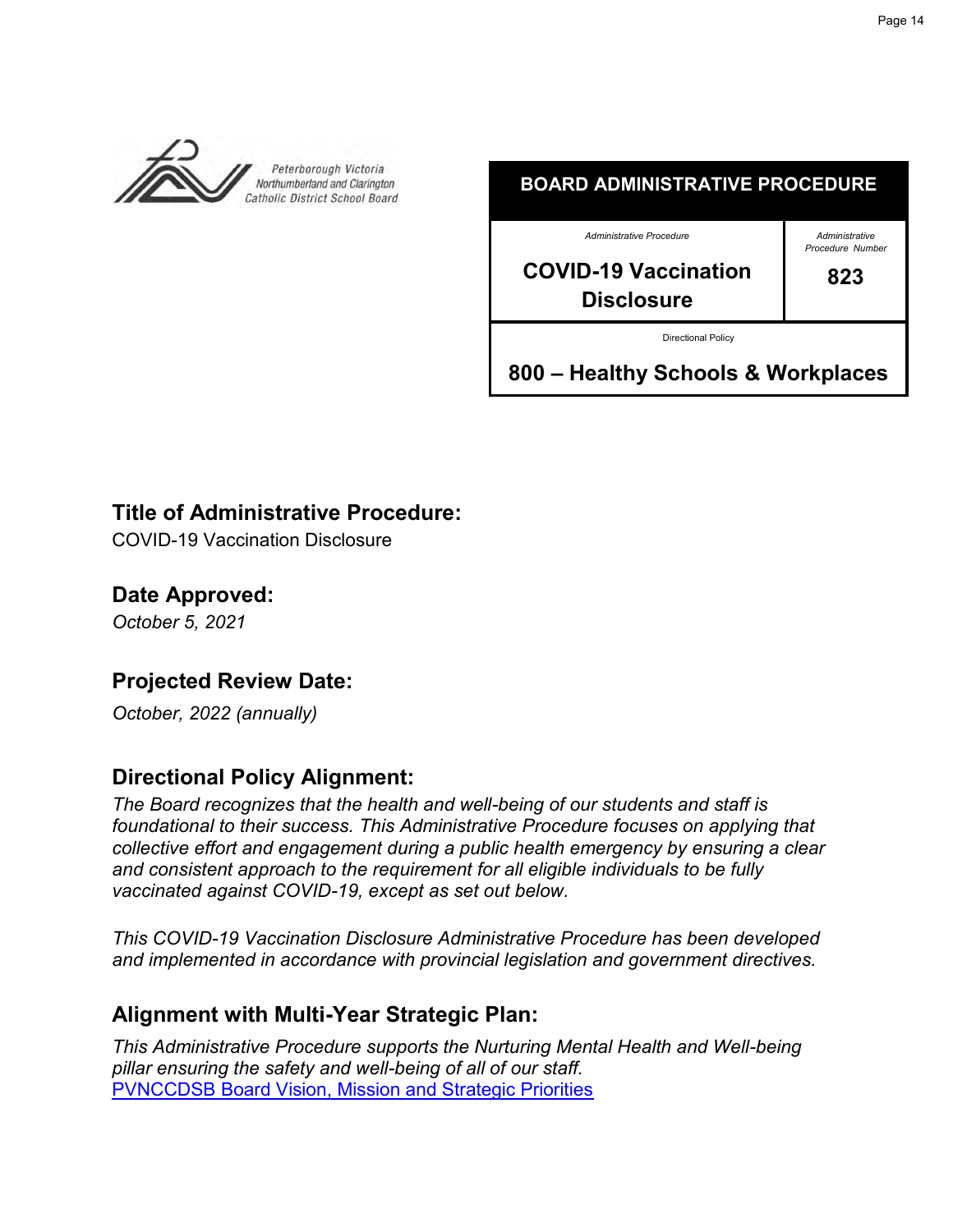Peterborough Victoria Northumberland and Clarington Catholic District School Board

| BOARD ADMINISTRATIVE PROCEDURE | |
|---|---|
| *Administrative Procedure*<br>**COVID-19 Vaccination Disclosure** | *Administrative Procedure Number*<br>**823** |
| Directional Policy<br>**800 – Healthy Schools & Workplaces** | |

## Title of Administrative Procedure:

COVID-19 Vaccination Disclosure

## Date Approved:

*October 5, 2021*

## Projected Review Date:

*October, 2022 (annually)*

## Directional Policy Alignment:

*The Board recognizes that the health and well-being of our students and staff is foundational to their success. This Administrative Procedure focuses on applying that collective effort and engagement during a public health emergency by ensuring a clear and consistent approach to the requirement for all eligible individuals to be fully vaccinated against COVID-19, except as set out below.*

*This COVID-19 Vaccination Disclosure Administrative Procedure has been developed and implemented in accordance with provincial legislation and government directives.*

## Alignment with Multi-Year Strategic Plan:

*This Administrative Procedure supports the Nurturing Mental Health and Well-being pillar ensuring the safety and well-being of all of our staff.*
PVNCCDSB Board Vision, Mission and Strategic Priorities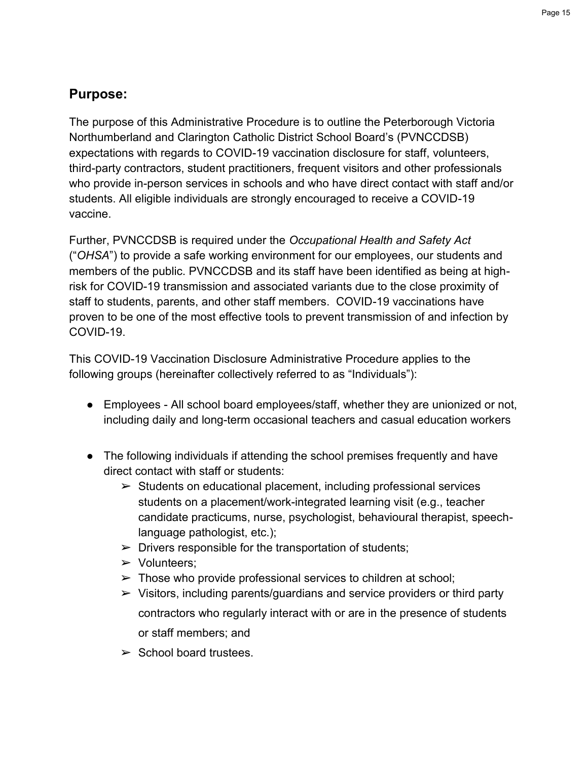## Purpose:

The purpose of this Administrative Procedure is to outline the Peterborough Victoria Northumberland and Clarington Catholic District School Board's (PVNCCDSB) expectations with regards to COVID-19 vaccination disclosure for staff, volunteers, third-party contractors, student practitioners, frequent visitors and other professionals who provide in-person services in schools and who have direct contact with staff and/or students. All eligible individuals are strongly encouraged to receive a COVID-19 vaccine.

Further, PVNCCDSB is required under the *Occupational Health and Safety Act* ("*OHSA*") to provide a safe working environment for our employees, our students and members of the public. PVNCCDSB and its staff have been identified as being at high-risk for COVID-19 transmission and associated variants due to the close proximity of staff to students, parents, and other staff members. COVID-19 vaccinations have proven to be one of the most effective tools to prevent transmission of and infection by COVID-19.

This COVID-19 Vaccination Disclosure Administrative Procedure applies to the following groups (hereinafter collectively referred to as "Individuals"):

- Employees - All school board employees/staff, whether they are unionized or not, including daily and long-term occasional teachers and casual education workers
- The following individuals if attending the school premises frequently and have direct contact with staff or students:
  - Students on educational placement, including professional services students on a placement/work-integrated learning visit (e.g., teacher candidate practicums, nurse, psychologist, behavioural therapist, speech-language pathologist, etc.);
  - Drivers responsible for the transportation of students;
  - Volunteers;
  - Those who provide professional services to children at school;
  - Visitors, including parents/guardians and service providers or third party contractors who regularly interact with or are in the presence of students or staff members; and
  - School board trustees.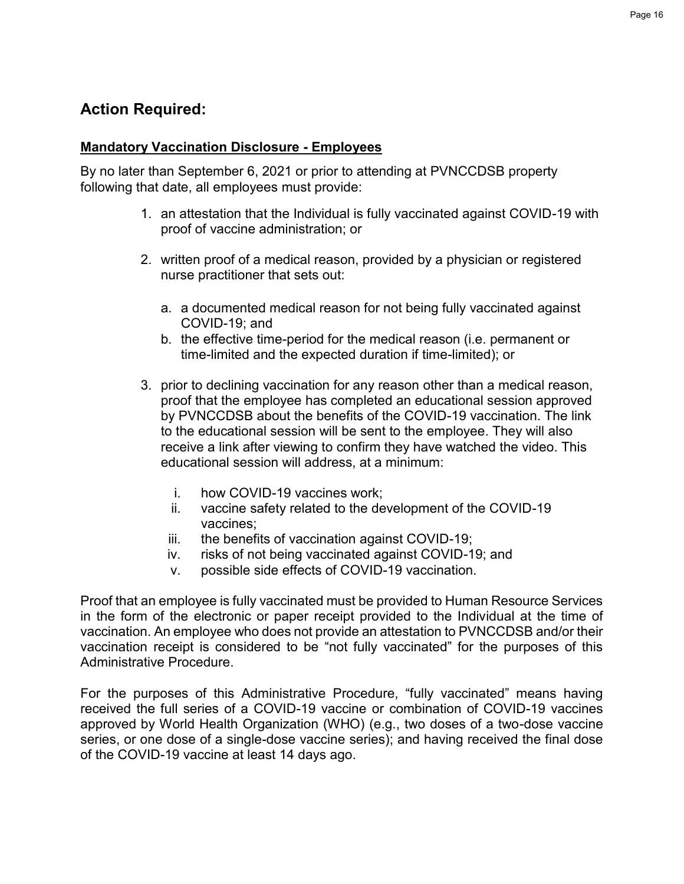## Action Required:

**Mandatory Vaccination Disclosure - Employees**

By no later than September 6, 2021 or prior to attending at PVNCCDSB property following that date, all employees must provide:

1. an attestation that the Individual is fully vaccinated against COVID-19 with proof of vaccine administration; or

2. written proof of a medical reason, provided by a physician or registered nurse practitioner that sets out:

   a. a documented medical reason for not being fully vaccinated against COVID-19; and
   b. the effective time-period for the medical reason (i.e. permanent or time-limited and the expected duration if time-limited); or

3. prior to declining vaccination for any reason other than a medical reason, proof that the employee has completed an educational session approved by PVNCCDSB about the benefits of the COVID-19 vaccination. The link to the educational session will be sent to the employee. They will also receive a link after viewing to confirm they have watched the video. This educational session will address, at a minimum:

   i. how COVID-19 vaccines work;
   ii. vaccine safety related to the development of the COVID-19 vaccines;
   iii. the benefits of vaccination against COVID-19;
   iv. risks of not being vaccinated against COVID-19; and
   v. possible side effects of COVID-19 vaccination.

Proof that an employee is fully vaccinated must be provided to Human Resource Services in the form of the electronic or paper receipt provided to the Individual at the time of vaccination. An employee who does not provide an attestation to PVNCCDSB and/or their vaccination receipt is considered to be "not fully vaccinated" for the purposes of this Administrative Procedure.

For the purposes of this Administrative Procedure, "fully vaccinated" means having received the full series of a COVID-19 vaccine or combination of COVID-19 vaccines approved by World Health Organization (WHO) (e.g., two doses of a two-dose vaccine series, or one dose of a single-dose vaccine series); and having received the final dose of the COVID-19 vaccine at least 14 days ago.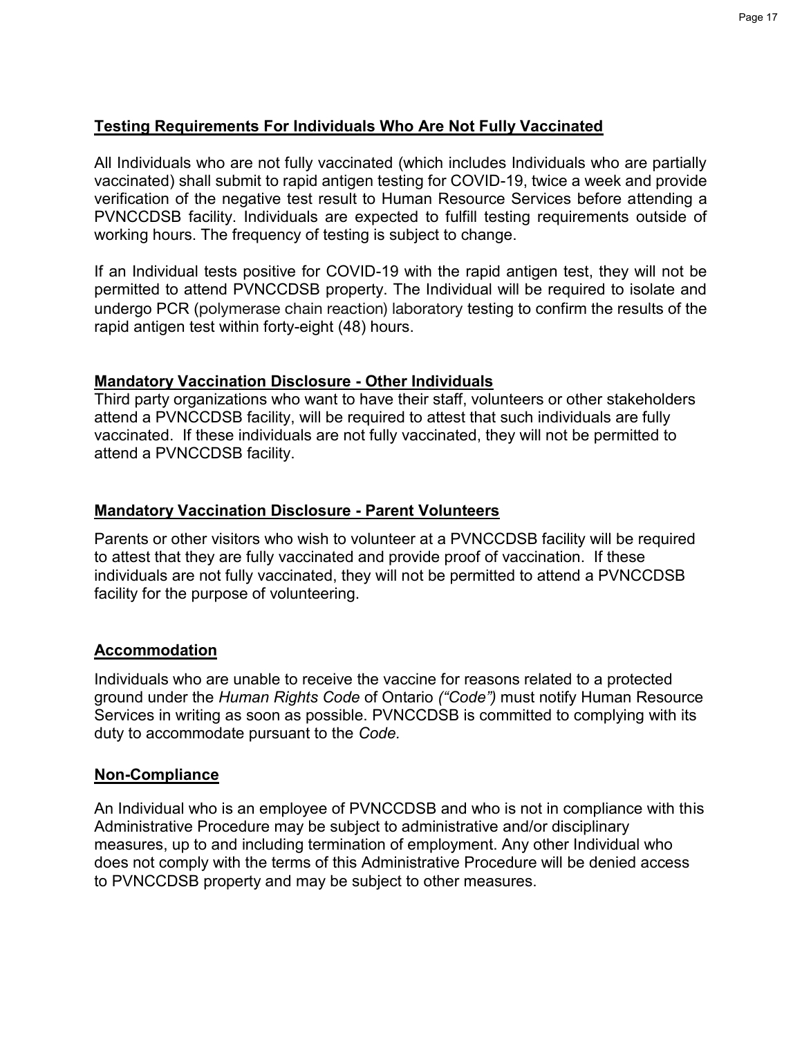## Testing Requirements For Individuals Who Are Not Fully Vaccinated

All Individuals who are not fully vaccinated (which includes Individuals who are partially vaccinated) shall submit to rapid antigen testing for COVID-19, twice a week and provide verification of the negative test result to Human Resource Services before attending a PVNCCDSB facility. Individuals are expected to fulfill testing requirements outside of working hours. The frequency of testing is subject to change.

If an Individual tests positive for COVID-19 with the rapid antigen test, they will not be permitted to attend PVNCCDSB property. The Individual will be required to isolate and undergo PCR (polymerase chain reaction) laboratory testing to confirm the results of the rapid antigen test within forty-eight (48) hours.

## Mandatory Vaccination Disclosure - Other Individuals

Third party organizations who want to have their staff, volunteers or other stakeholders attend a PVNCCDSB facility, will be required to attest that such individuals are fully vaccinated. If these individuals are not fully vaccinated, they will not be permitted to attend a PVNCCDSB facility.

## Mandatory Vaccination Disclosure - Parent Volunteers

Parents or other visitors who wish to volunteer at a PVNCCDSB facility will be required to attest that they are fully vaccinated and provide proof of vaccination. If these individuals are not fully vaccinated, they will not be permitted to attend a PVNCCDSB facility for the purpose of volunteering.

## Accommodation

Individuals who are unable to receive the vaccine for reasons related to a protected ground under the *Human Rights Code* of Ontario *("Code")* must notify Human Resource Services in writing as soon as possible. PVNCCDSB is committed to complying with its duty to accommodate pursuant to the *Code.*

## Non-Compliance

An Individual who is an employee of PVNCCDSB and who is not in compliance with this Administrative Procedure may be subject to administrative and/or disciplinary measures, up to and including termination of employment. Any other Individual who does not comply with the terms of this Administrative Procedure will be denied access to PVNCCDSB property and may be subject to other measures.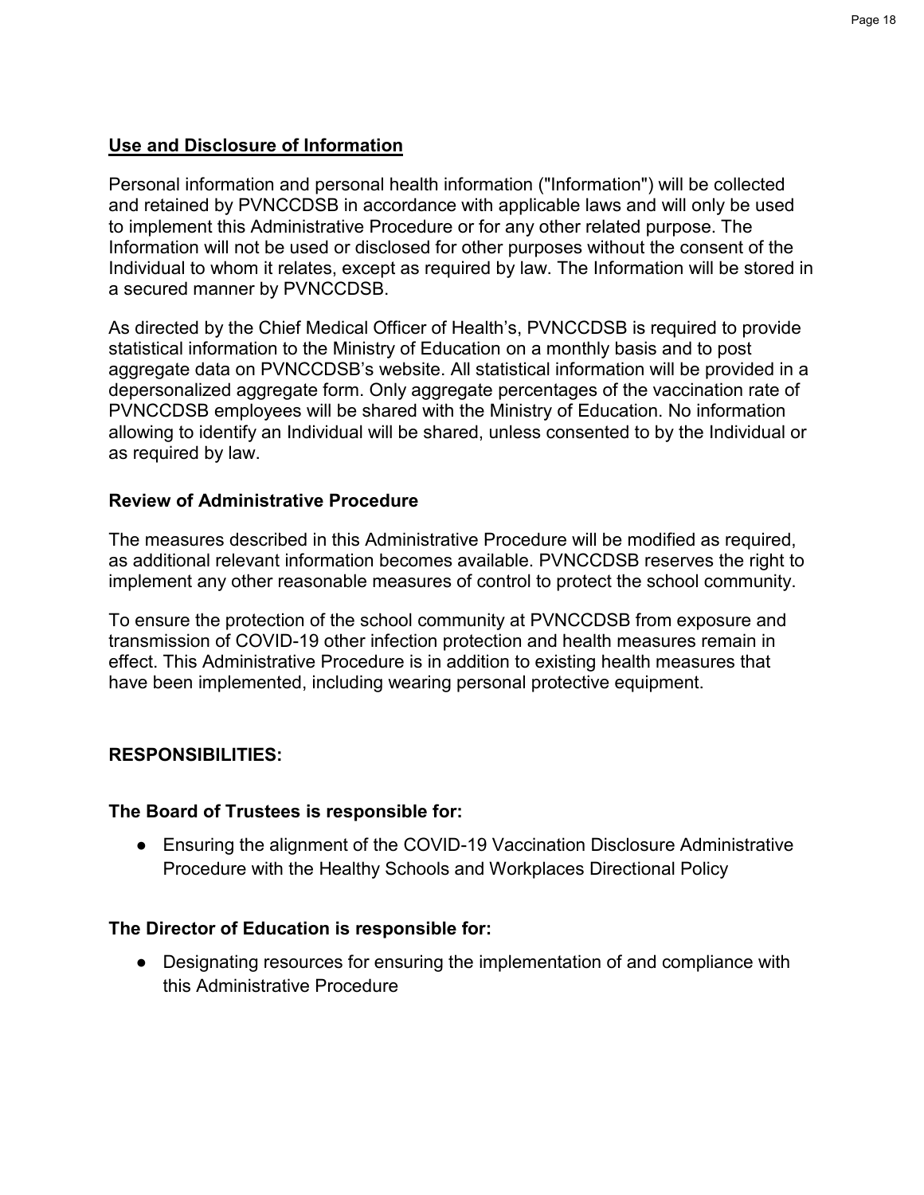**Use and Disclosure of Information**

Personal information and personal health information ("Information") will be collected and retained by PVNCCDSB in accordance with applicable laws and will only be used to implement this Administrative Procedure or for any other related purpose. The Information will not be used or disclosed for other purposes without the consent of the Individual to whom it relates, except as required by law. The Information will be stored in a secured manner by PVNCCDSB.

As directed by the Chief Medical Officer of Health's, PVNCCDSB is required to provide statistical information to the Ministry of Education on a monthly basis and to post aggregate data on PVNCCDSB's website. All statistical information will be provided in a depersonalized aggregate form. Only aggregate percentages of the vaccination rate of PVNCCDSB employees will be shared with the Ministry of Education. No information allowing to identify an Individual will be shared, unless consented to by the Individual or as required by law.

**Review of Administrative Procedure**

The measures described in this Administrative Procedure will be modified as required, as additional relevant information becomes available. PVNCCDSB reserves the right to implement any other reasonable measures of control to protect the school community.

To ensure the protection of the school community at PVNCCDSB from exposure and transmission of COVID-19 other infection protection and health measures remain in effect. This Administrative Procedure is in addition to existing health measures that have been implemented, including wearing personal protective equipment.

**RESPONSIBILITIES:**

**The Board of Trustees is responsible for:**

- Ensuring the alignment of the COVID-19 Vaccination Disclosure Administrative Procedure with the Healthy Schools and Workplaces Directional Policy

**The Director of Education is responsible for:**

- Designating resources for ensuring the implementation of and compliance with this Administrative Procedure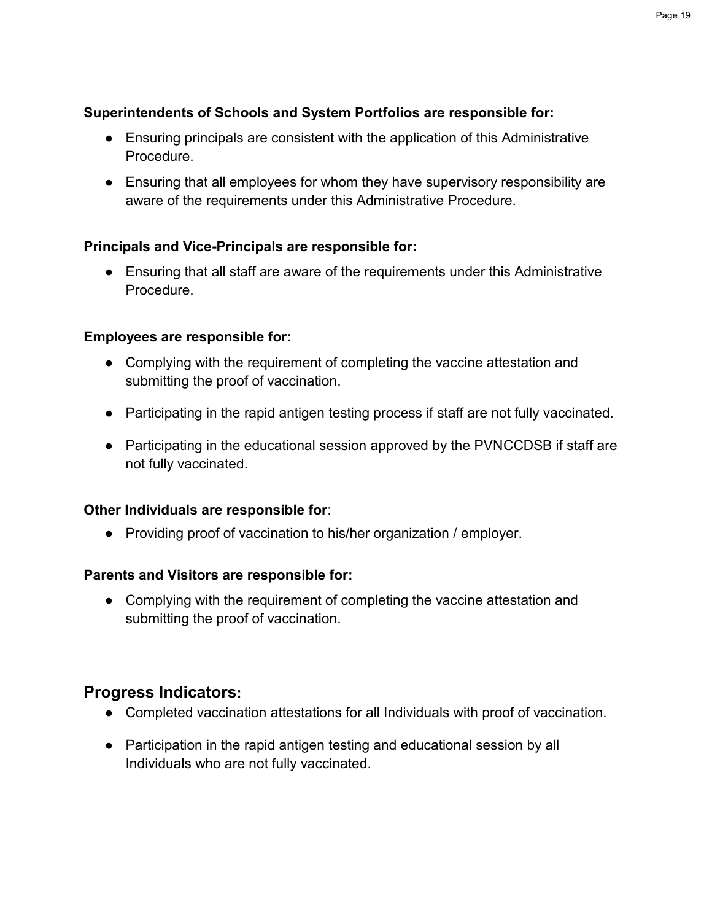**Superintendents of Schools and System Portfolios are responsible for:**

- Ensuring principals are consistent with the application of this Administrative Procedure.
- Ensuring that all employees for whom they have supervisory responsibility are aware of the requirements under this Administrative Procedure.

**Principals and Vice-Principals are responsible for:**

- Ensuring that all staff are aware of the requirements under this Administrative Procedure.

**Employees are responsible for:**

- Complying with the requirement of completing the vaccine attestation and submitting the proof of vaccination.
- Participating in the rapid antigen testing process if staff are not fully vaccinated.
- Participating in the educational session approved by the PVNCCDSB if staff are not fully vaccinated.

**Other Individuals are responsible for**:

- Providing proof of vaccination to his/her organization / employer.

**Parents and Visitors are responsible for:**

- Complying with the requirement of completing the vaccine attestation and submitting the proof of vaccination.

## Progress Indicators:

- Completed vaccination attestations for all Individuals with proof of vaccination.
- Participation in the rapid antigen testing and educational session by all Individuals who are not fully vaccinated.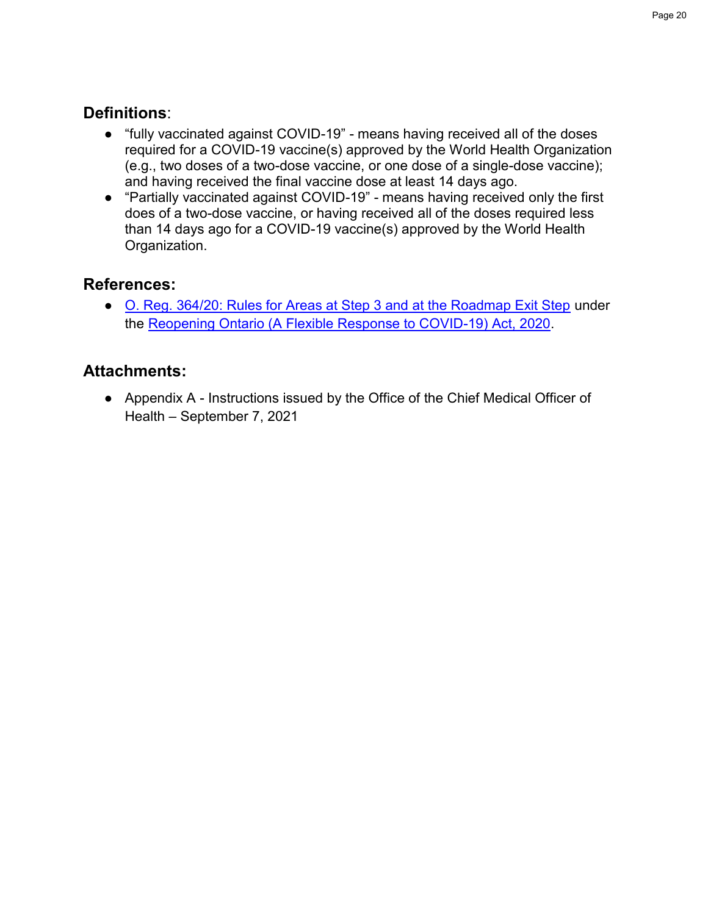## Definitions:

- "fully vaccinated against COVID-19" - means having received all of the doses required for a COVID-19 vaccine(s) approved by the World Health Organization (e.g., two doses of a two-dose vaccine, or one dose of a single-dose vaccine); and having received the final vaccine dose at least 14 days ago.
- "Partially vaccinated against COVID-19" - means having received only the first does of a two-dose vaccine, or having received all of the doses required less than 14 days ago for a COVID-19 vaccine(s) approved by the World Health Organization.

## References:

- O. Reg. 364/20: Rules for Areas at Step 3 and at the Roadmap Exit Step under the Reopening Ontario (A Flexible Response to COVID-19) Act, 2020.

## Attachments:

- Appendix A - Instructions issued by the Office of the Chief Medical Officer of Health – September 7, 2021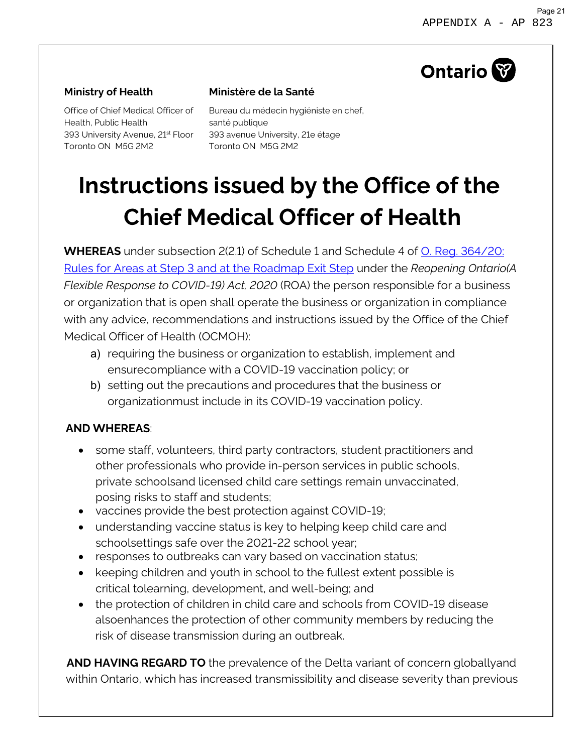Ontario

**Ministry of Health**

Office of Chief Medical Officer of Health, Public Health
393 University Avenue, 21st Floor
Toronto ON M5G 2M2

**Ministère de la Santé**

Bureau du médecin hygiéniste en chef, santé publique
393 avenue University, 21e étage
Toronto ON M5G 2M2

# Instructions issued by the Office of the Chief Medical Officer of Health

**WHEREAS** under subsection 2(2.1) of Schedule 1 and Schedule 4 of [O. Reg. 364/20: Rules for Areas at Step 3 and at the Roadmap Exit Step]() under the *Reopening Ontario(A Flexible Response to COVID-19) Act, 2020* (ROA) the person responsible for a business or organization that is open shall operate the business or organization in compliance with any advice, recommendations and instructions issued by the Office of the Chief Medical Officer of Health (OCMOH):

a) requiring the business or organization to establish, implement and ensurecompliance with a COVID-19 vaccination policy; or
b) setting out the precautions and procedures that the business or organizationmust include in its COVID-19 vaccination policy.

**AND WHEREAS**:

- some staff, volunteers, third party contractors, student practitioners and other professionals who provide in-person services in public schools, private schoolsand licensed child care settings remain unvaccinated, posing risks to staff and students;
- vaccines provide the best protection against COVID-19;
- understanding vaccine status is key to helping keep child care and schoolsettings safe over the 2021-22 school year;
- responses to outbreaks can vary based on vaccination status;
- keeping children and youth in school to the fullest extent possible is critical tolearning, development, and well-being; and
- the protection of children in child care and schools from COVID-19 disease alsoenhances the protection of other community members by reducing the risk of disease transmission during an outbreak.

**AND HAVING REGARD TO** the prevalence of the Delta variant of concern globallyand within Ontario, which has increased transmissibility and disease severity than previous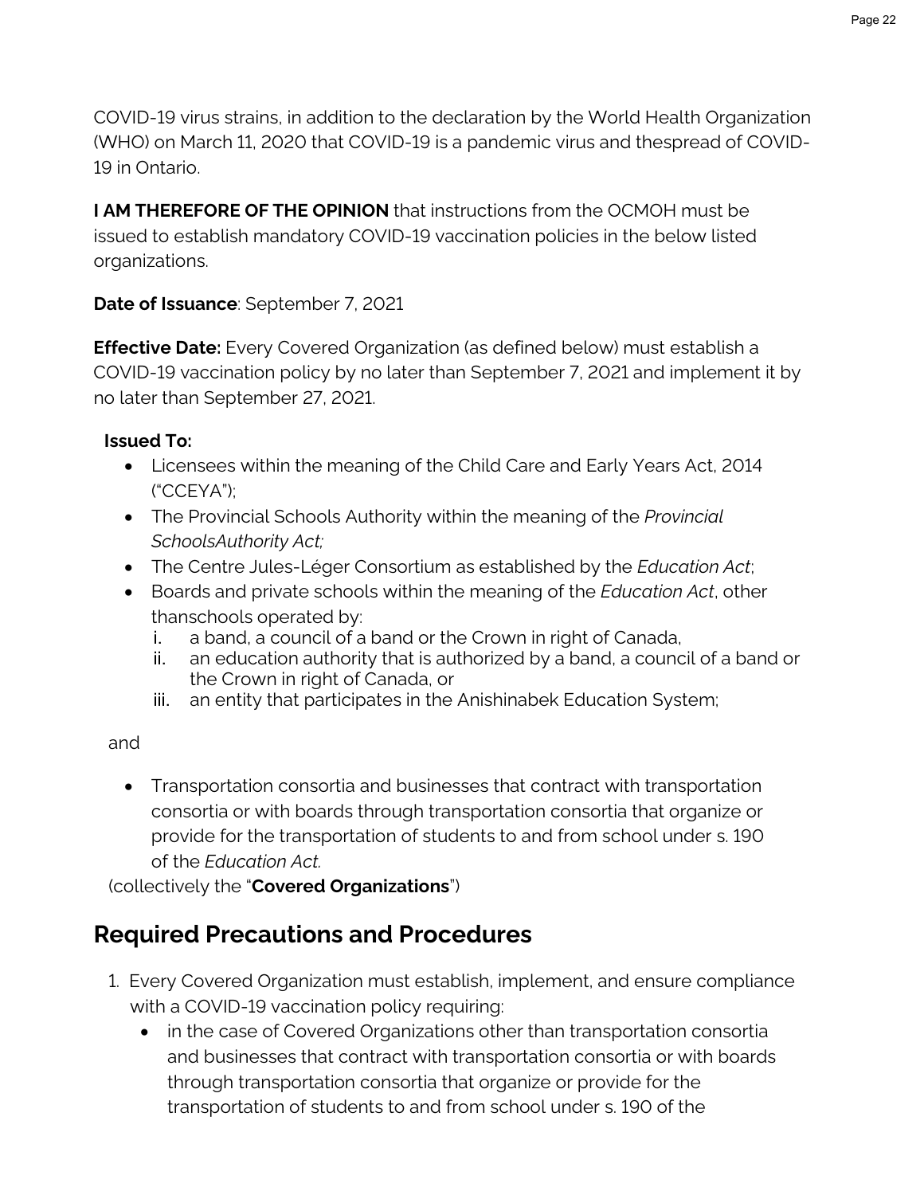COVID-19 virus strains, in addition to the declaration by the World Health Organization (WHO) on March 11, 2020 that COVID-19 is a pandemic virus and thespread of COVID-19 in Ontario.

**I AM THEREFORE OF THE OPINION** that instructions from the OCMOH must be issued to establish mandatory COVID-19 vaccination policies in the below listed organizations.

**Date of Issuance**: September 7, 2021

**Effective Date:** Every Covered Organization (as defined below) must establish a COVID-19 vaccination policy by no later than September 7, 2021 and implement it by no later than September 27, 2021.

**Issued To:**

- Licensees within the meaning of the Child Care and Early Years Act, 2014 ("CCEYA");
- The Provincial Schools Authority within the meaning of the *Provincial SchoolsAuthority Act;*
- The Centre Jules-Léger Consortium as established by the *Education Act*;
- Boards and private schools within the meaning of the *Education Act*, other thanschools operated by:
    i. a band, a council of a band or the Crown in right of Canada,
    ii. an education authority that is authorized by a band, a council of a band or the Crown in right of Canada, or
    iii. an entity that participates in the Anishinabek Education System;

and

- Transportation consortia and businesses that contract with transportation consortia or with boards through transportation consortia that organize or provide for the transportation of students to and from school under s. 190 of the *Education Act.*

(collectively the "**Covered Organizations**")

## Required Precautions and Procedures

1. Every Covered Organization must establish, implement, and ensure compliance with a COVID-19 vaccination policy requiring:
    - in the case of Covered Organizations other than transportation consortia and businesses that contract with transportation consortia or with boards through transportation consortia that organize or provide for the transportation of students to and from school under s. 190 of the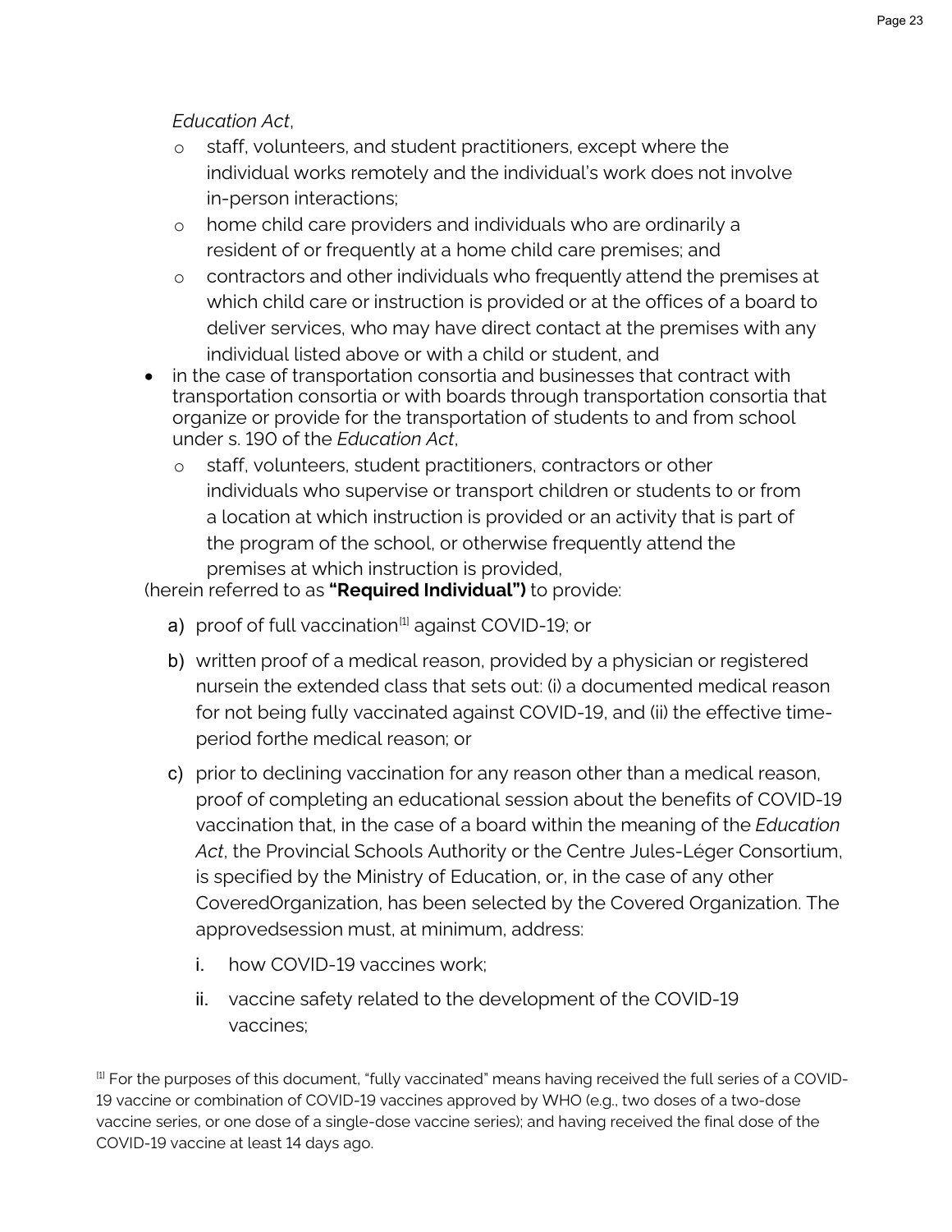*Education Act*,

- staff, volunteers, and student practitioners, except where the individual works remotely and the individual's work does not involve in-person interactions;
- home child care providers and individuals who are ordinarily a resident of or frequently at a home child care premises; and
- contractors and other individuals who frequently attend the premises at which child care or instruction is provided or at the offices of a board to deliver services, who may have direct contact at the premises with any individual listed above or with a child or student, and

- in the case of transportation consortia and businesses that contract with transportation consortia or with boards through transportation consortia that organize or provide for the transportation of students to and from school under s. 190 of the *Education Act*,
  - staff, volunteers, student practitioners, contractors or other individuals who supervise or transport children or students to or from a location at which instruction is provided or an activity that is part of the program of the school, or otherwise frequently attend the premises at which instruction is provided,

(herein referred to as **"Required Individual")** to provide:

a) proof of full vaccination[1] against COVID-19; or

b) written proof of a medical reason, provided by a physician or registered nursein the extended class that sets out: (i) a documented medical reason for not being fully vaccinated against COVID-19, and (ii) the effective time-period forthe medical reason; or

c) prior to declining vaccination for any reason other than a medical reason, proof of completing an educational session about the benefits of COVID-19 vaccination that, in the case of a board within the meaning of the *Education Act*, the Provincial Schools Authority or the Centre Jules-Léger Consortium, is specified by the Ministry of Education, or, in the case of any other CoveredOrganization, has been selected by the Covered Organization. The approvedsession must, at minimum, address:

   i. how COVID-19 vaccines work;

   ii. vaccine safety related to the development of the COVID-19 vaccines;

[1] For the purposes of this document, "fully vaccinated" means having received the full series of a COVID-19 vaccine or combination of COVID-19 vaccines approved by WHO (e.g., two doses of a two-dose vaccine series, or one dose of a single-dose vaccine series); and having received the final dose of the COVID-19 vaccine at least 14 days ago.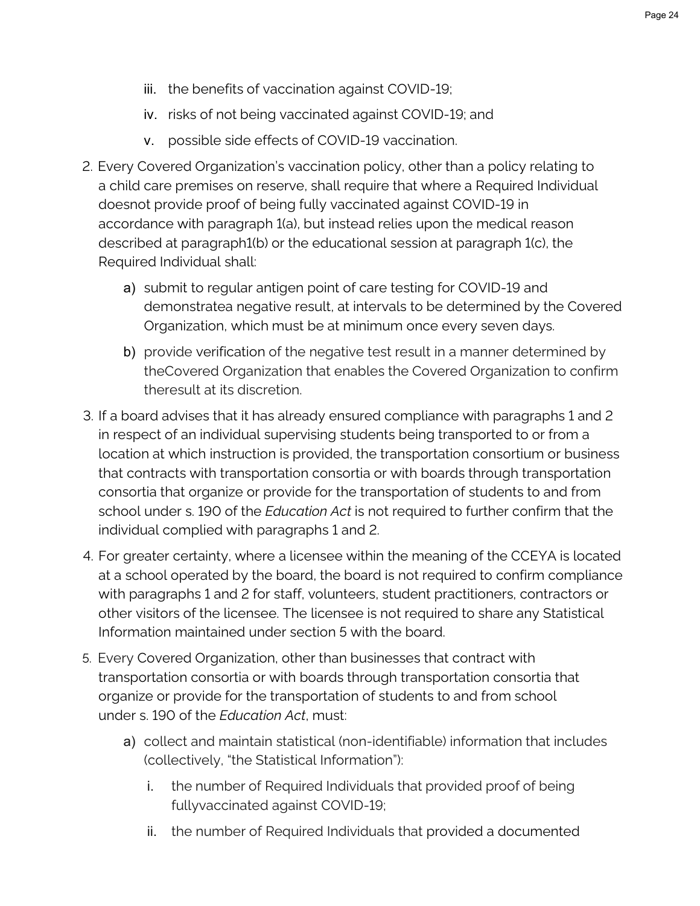iii. the benefits of vaccination against COVID-19;

   iv. risks of not being vaccinated against COVID-19; and

   v. possible side effects of COVID-19 vaccination.

2. Every Covered Organization's vaccination policy, other than a policy relating to a child care premises on reserve, shall require that where a Required Individual doesnot provide proof of being fully vaccinated against COVID-19 in accordance with paragraph 1(a), but instead relies upon the medical reason described at paragraph1(b) or the educational session at paragraph 1(c), the Required Individual shall:

   a) submit to regular antigen point of care testing for COVID-19 and demonstratea negative result, at intervals to be determined by the Covered Organization, which must be at minimum once every seven days.

   b) provide verification of the negative test result in a manner determined by theCovered Organization that enables the Covered Organization to confirm theresult at its discretion.

3. If a board advises that it has already ensured compliance with paragraphs 1 and 2 in respect of an individual supervising students being transported to or from a location at which instruction is provided, the transportation consortium or business that contracts with transportation consortia or with boards through transportation consortia that organize or provide for the transportation of students to and from school under s. 190 of the *Education Act* is not required to further confirm that the individual complied with paragraphs 1 and 2.

4. For greater certainty, where a licensee within the meaning of the CCEYA is located at a school operated by the board, the board is not required to confirm compliance with paragraphs 1 and 2 for staff, volunteers, student practitioners, contractors or other visitors of the licensee. The licensee is not required to share any Statistical Information maintained under section 5 with the board.

5. Every Covered Organization, other than businesses that contract with transportation consortia or with boards through transportation consortia that organize or provide for the transportation of students to and from school under s. 190 of the *Education Act*, must:

   a) collect and maintain statistical (non-identifiable) information that includes (collectively, "the Statistical Information"):

      i. the number of Required Individuals that provided proof of being fullyvaccinated against COVID-19;

      ii. the number of Required Individuals that provided a documented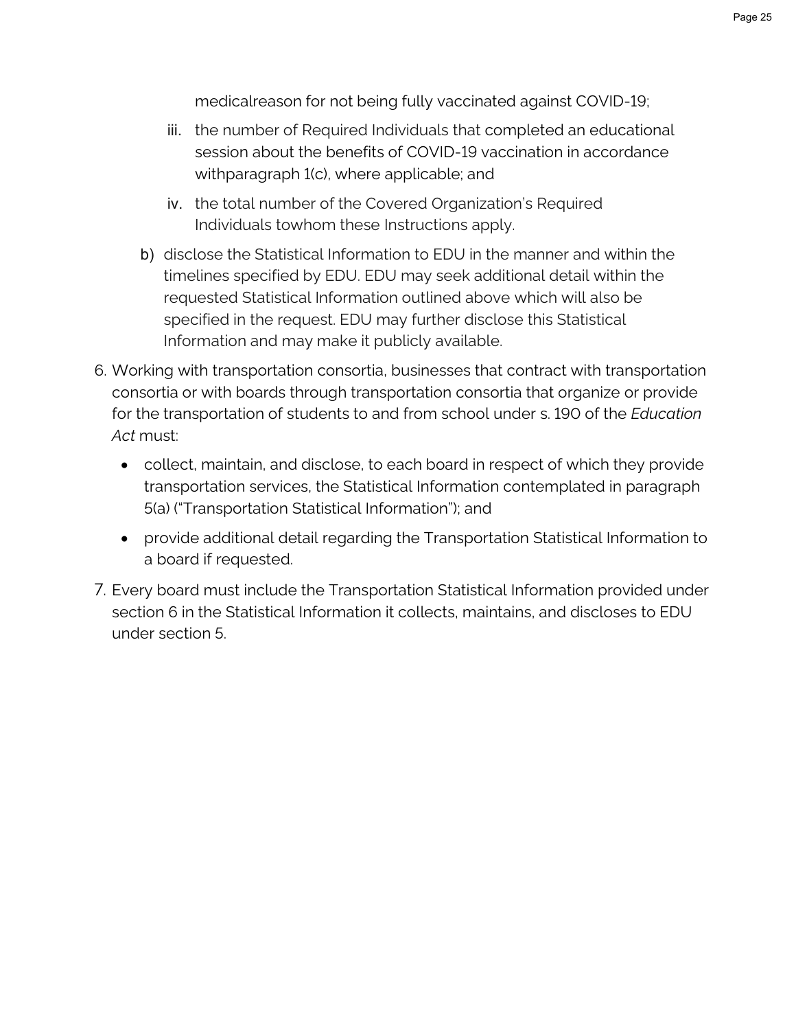medicalreason for not being fully vaccinated against COVID-19;

   iii. the number of Required Individuals that completed an educational session about the benefits of COVID-19 vaccination in accordance withparagraph 1(c), where applicable; and

   iv. the total number of the Covered Organization's Required Individuals towhom these Instructions apply.

b) disclose the Statistical Information to EDU in the manner and within the timelines specified by EDU. EDU may seek additional detail within the requested Statistical Information outlined above which will also be specified in the request. EDU may further disclose this Statistical Information and may make it publicly available.

6. Working with transportation consortia, businesses that contract with transportation consortia or with boards through transportation consortia that organize or provide for the transportation of students to and from school under s. 190 of the *Education Act* must:

   - collect, maintain, and disclose, to each board in respect of which they provide transportation services, the Statistical Information contemplated in paragraph 5(a) ("Transportation Statistical Information"); and
   - provide additional detail regarding the Transportation Statistical Information to a board if requested.

7. Every board must include the Transportation Statistical Information provided under section 6 in the Statistical Information it collects, maintains, and discloses to EDU under section 5.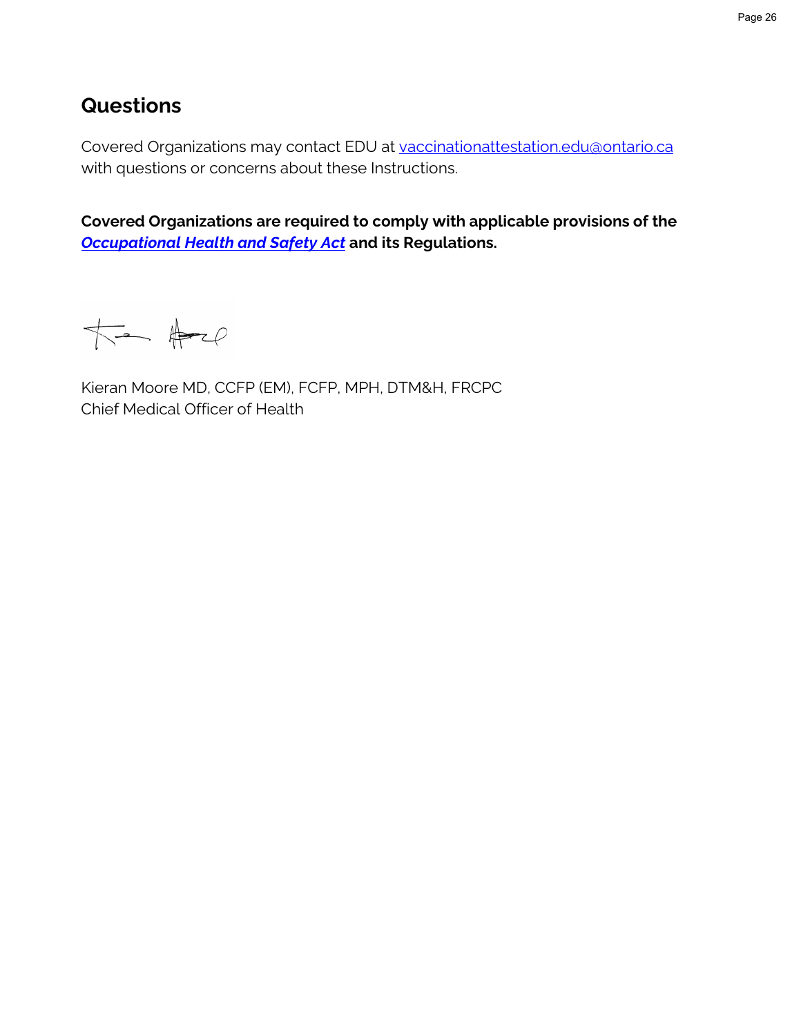## Questions

Covered Organizations may contact EDU at [vaccinationattestation.edu@ontario.ca](mailto:vaccinationattestation.edu@ontario.ca) with questions or concerns about these Instructions.

**Covered Organizations are required to comply with applicable provisions of the *Occupational Health and Safety Act* and its Regulations.**

Kieran Moore MD, CCFP (EM), FCFP, MPH, DTM&H, FRCPC
Chief Medical Officer of Health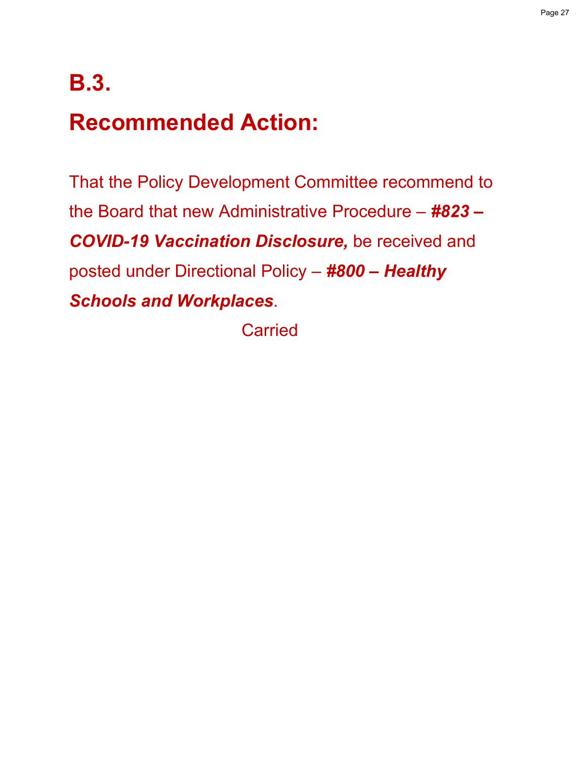# B.3.

# Recommended Action:

That the Policy Development Committee recommend to the Board that new Administrative Procedure – ***#823 – COVID-19 Vaccination Disclosure,*** be received and posted under Directional Policy – ***#800 – Healthy Schools and Workplaces***.

Carried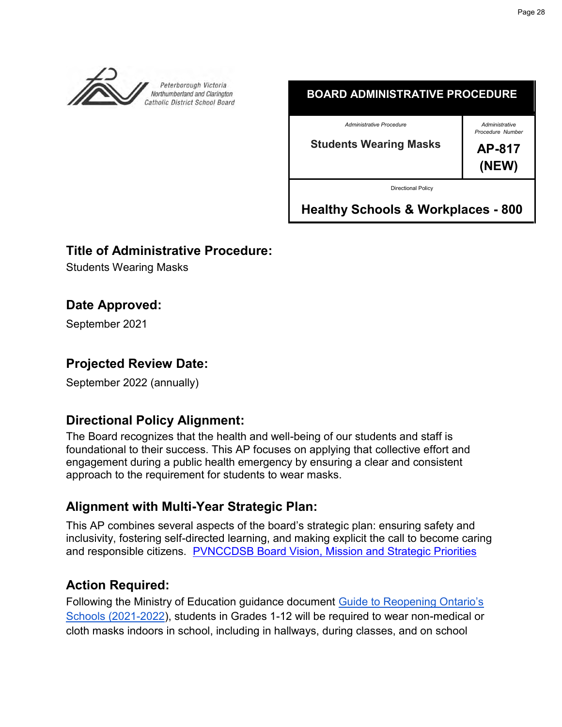Peterborough Victoria Northumberland and Clarington Catholic District School Board

| BOARD ADMINISTRATIVE PROCEDURE | |
|---|---|
| *Administrative Procedure*<br>**Students Wearing Masks** | *Administrative Procedure Number*<br>**AP-817 (NEW)** |
| Directional Policy<br>**Healthy Schools & Workplaces - 800** | |

## Title of Administrative Procedure:

Students Wearing Masks

## Date Approved:

September 2021

## Projected Review Date:

September 2022 (annually)

## Directional Policy Alignment:

The Board recognizes that the health and well-being of our students and staff is foundational to their success. This AP focuses on applying that collective effort and engagement during a public health emergency by ensuring a clear and consistent approach to the requirement for students to wear masks.

## Alignment with Multi-Year Strategic Plan:

This AP combines several aspects of the board's strategic plan: ensuring safety and inclusivity, fostering self-directed learning, and making explicit the call to become caring and responsible citizens. [PVNCCDSB Board Vision, Mission and Strategic Priorities]

## Action Required:

Following the Ministry of Education guidance document [Guide to Reopening Ontario's Schools (2021-2022)], students in Grades 1-12 will be required to wear non-medical or cloth masks indoors in school, including in hallways, during classes, and on school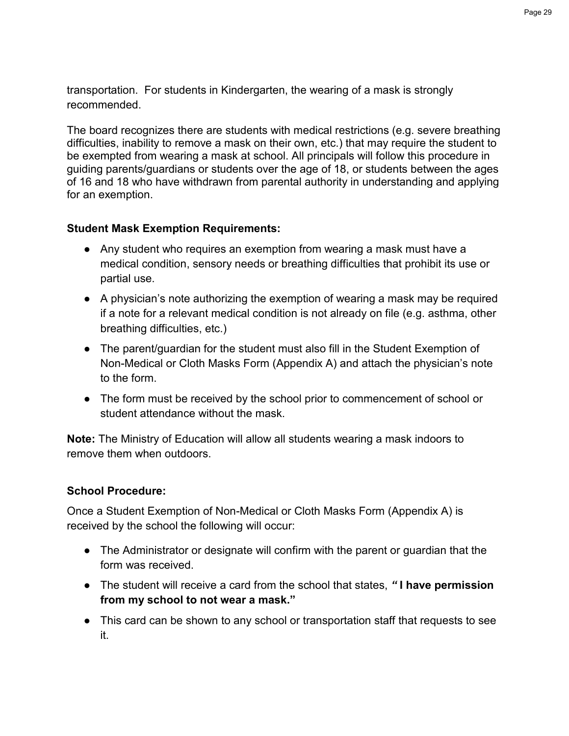transportation. For students in Kindergarten, the wearing of a mask is strongly recommended.

The board recognizes there are students with medical restrictions (e.g. severe breathing difficulties, inability to remove a mask on their own, etc.) that may require the student to be exempted from wearing a mask at school. All principals will follow this procedure in guiding parents/guardians or students over the age of 18, or students between the ages of 16 and 18 who have withdrawn from parental authority in understanding and applying for an exemption.

**Student Mask Exemption Requirements:**

- Any student who requires an exemption from wearing a mask must have a medical condition, sensory needs or breathing difficulties that prohibit its use or partial use.
- A physician's note authorizing the exemption of wearing a mask may be required if a note for a relevant medical condition is not already on file (e.g. asthma, other breathing difficulties, etc.)
- The parent/guardian for the student must also fill in the Student Exemption of Non-Medical or Cloth Masks Form (Appendix A) and attach the physician's note to the form.
- The form must be received by the school prior to commencement of school or student attendance without the mask.

**Note:** The Ministry of Education will allow all students wearing a mask indoors to remove them when outdoors.

**School Procedure:**

Once a Student Exemption of Non-Medical or Cloth Masks Form (Appendix A) is received by the school the following will occur:

- The Administrator or designate will confirm with the parent or guardian that the form was received.
- The student will receive a card from the school that states, ***"* I have permission from my school to not wear a mask."**
- This card can be shown to any school or transportation staff that requests to see it.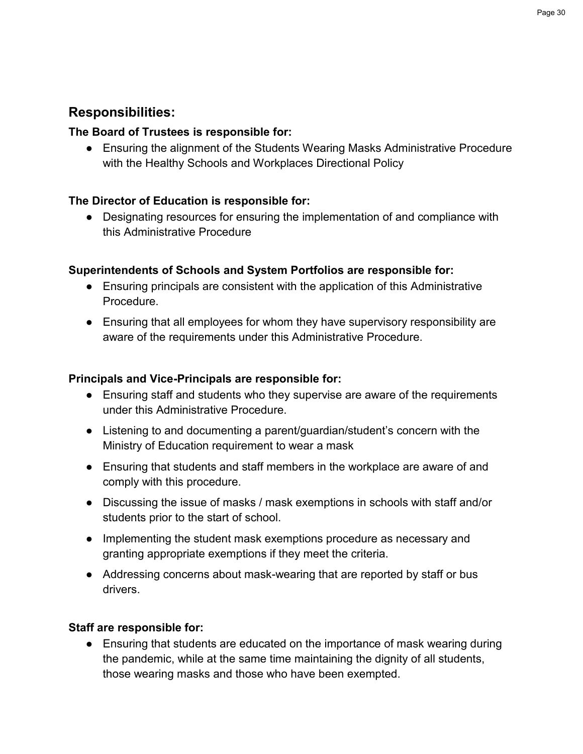## Responsibilities:

**The Board of Trustees is responsible for:**

- Ensuring the alignment of the Students Wearing Masks Administrative Procedure with the Healthy Schools and Workplaces Directional Policy

**The Director of Education is responsible for:**

- Designating resources for ensuring the implementation of and compliance with this Administrative Procedure

**Superintendents of Schools and System Portfolios are responsible for:**

- Ensuring principals are consistent with the application of this Administrative Procedure.
- Ensuring that all employees for whom they have supervisory responsibility are aware of the requirements under this Administrative Procedure.

**Principals and Vice-Principals are responsible for:**

- Ensuring staff and students who they supervise are aware of the requirements under this Administrative Procedure.
- Listening to and documenting a parent/guardian/student's concern with the Ministry of Education requirement to wear a mask
- Ensuring that students and staff members in the workplace are aware of and comply with this procedure.
- Discussing the issue of masks / mask exemptions in schools with staff and/or students prior to the start of school.
- Implementing the student mask exemptions procedure as necessary and granting appropriate exemptions if they meet the criteria.
- Addressing concerns about mask-wearing that are reported by staff or bus drivers.

**Staff are responsible for:**

- Ensuring that students are educated on the importance of mask wearing during the pandemic, while at the same time maintaining the dignity of all students, those wearing masks and those who have been exempted.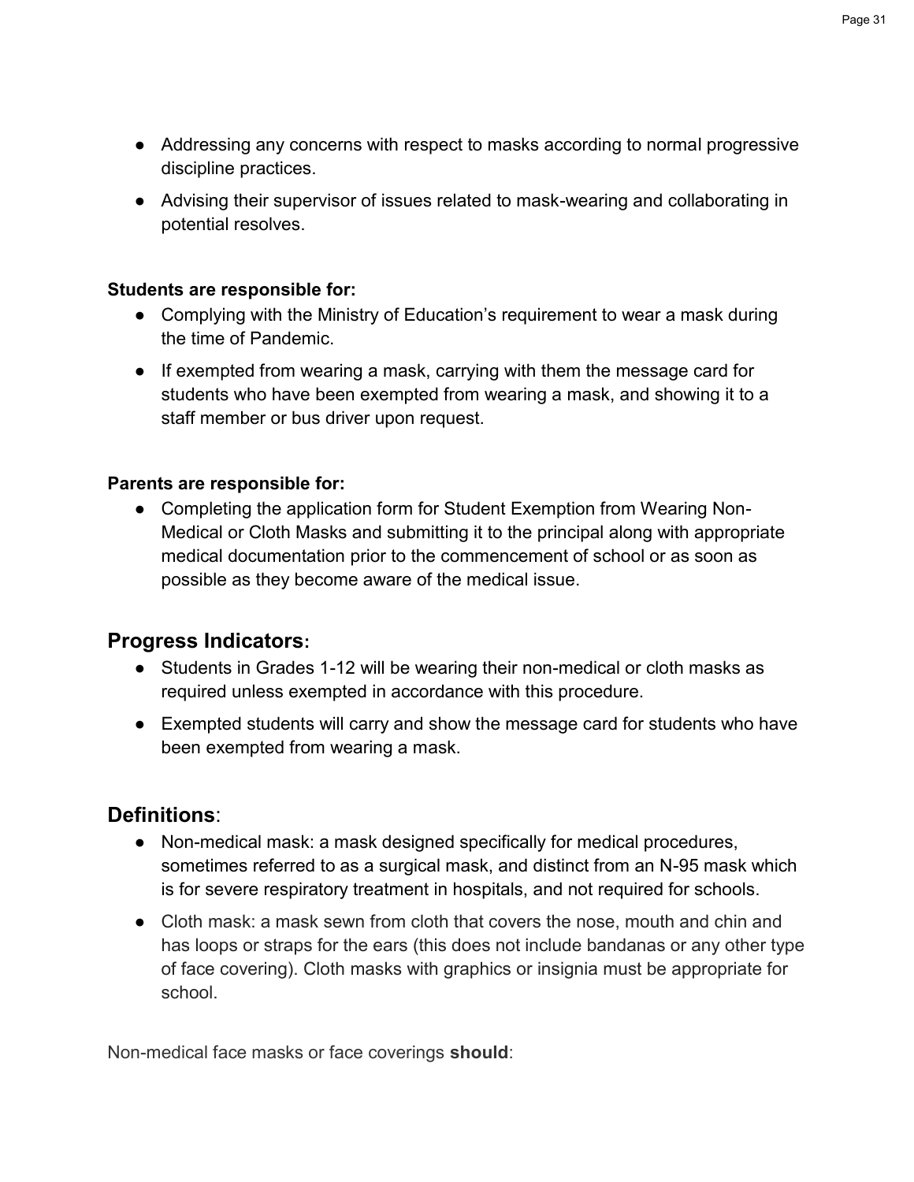- Addressing any concerns with respect to masks according to normal progressive discipline practices.
- Advising their supervisor of issues related to mask-wearing and collaborating in potential resolves.

**Students are responsible for:**

- Complying with the Ministry of Education's requirement to wear a mask during the time of Pandemic.
- If exempted from wearing a mask, carrying with them the message card for students who have been exempted from wearing a mask, and showing it to a staff member or bus driver upon request.

**Parents are responsible for:**

- Completing the application form for Student Exemption from Wearing Non-Medical or Cloth Masks and submitting it to the principal along with appropriate medical documentation prior to the commencement of school or as soon as possible as they become aware of the medical issue.

## Progress Indicators:

- Students in Grades 1-12 will be wearing their non-medical or cloth masks as required unless exempted in accordance with this procedure.
- Exempted students will carry and show the message card for students who have been exempted from wearing a mask.

## Definitions:

- Non-medical mask: a mask designed specifically for medical procedures, sometimes referred to as a surgical mask, and distinct from an N-95 mask which is for severe respiratory treatment in hospitals, and not required for schools.
- Cloth mask: a mask sewn from cloth that covers the nose, mouth and chin and has loops or straps for the ears (this does not include bandanas or any other type of face covering). Cloth masks with graphics or insignia must be appropriate for school.

Non-medical face masks or face coverings **should**: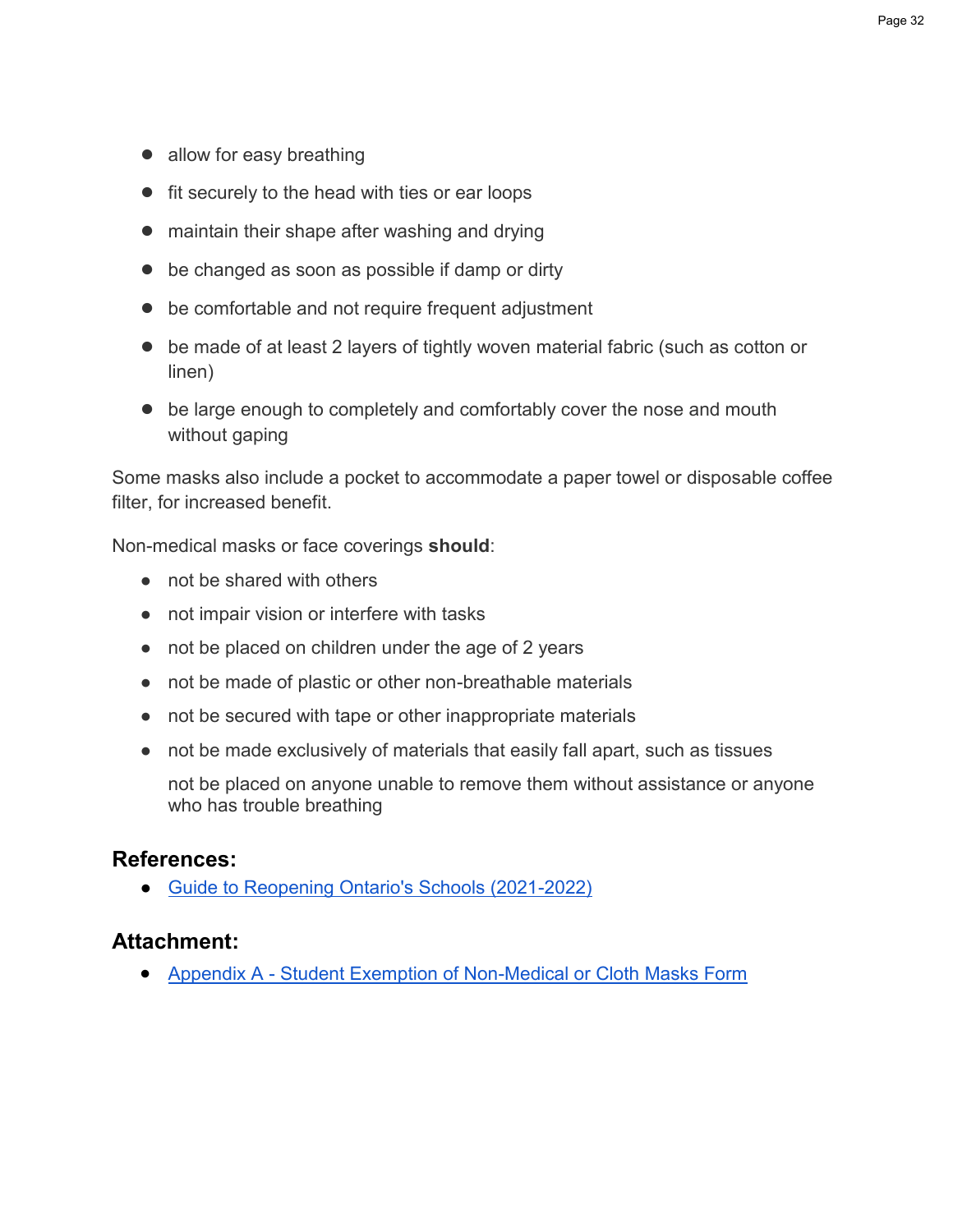- allow for easy breathing
- fit securely to the head with ties or ear loops
- maintain their shape after washing and drying
- be changed as soon as possible if damp or dirty
- be comfortable and not require frequent adjustment
- be made of at least 2 layers of tightly woven material fabric (such as cotton or linen)
- be large enough to completely and comfortably cover the nose and mouth without gaping

Some masks also include a pocket to accommodate a paper towel or disposable coffee filter, for increased benefit.

Non-medical masks or face coverings **should**:

- not be shared with others
- not impair vision or interfere with tasks
- not be placed on children under the age of 2 years
- not be made of plastic or other non-breathable materials
- not be secured with tape or other inappropriate materials
- not be made exclusively of materials that easily fall apart, such as tissues

  not be placed on anyone unable to remove them without assistance or anyone who has trouble breathing

## References:

- Guide to Reopening Ontario's Schools (2021-2022)

## Attachment:

- Appendix A - Student Exemption of Non-Medical or Cloth Masks Form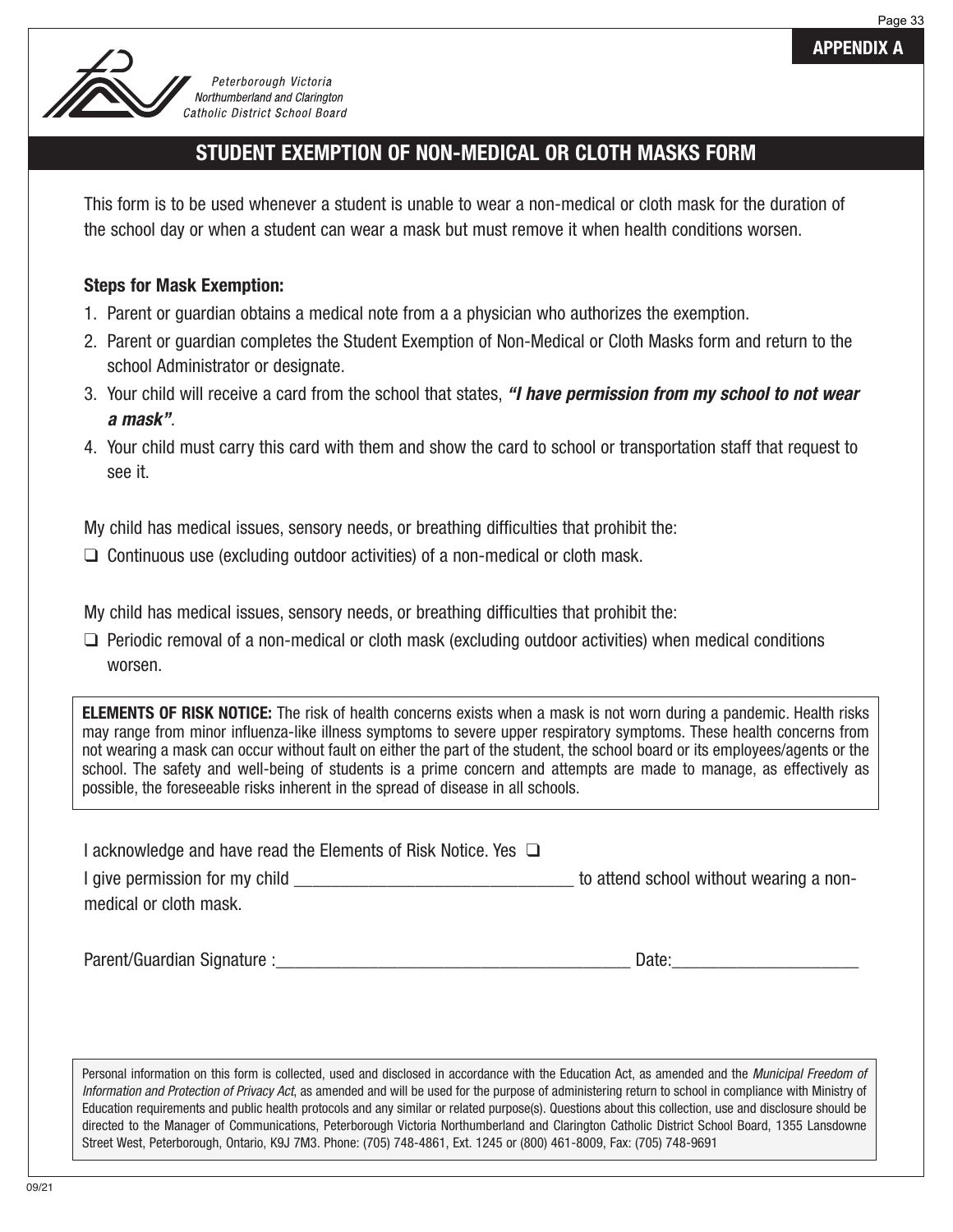**APPENDIX A**

Peterborough Victoria Northumberland and Clarington Catholic District School Board

## STUDENT EXEMPTION OF NON-MEDICAL OR CLOTH MASKS FORM

This form is to be used whenever a student is unable to wear a non-medical or cloth mask for the duration of the school day or when a student can wear a mask but must remove it when health conditions worsen.

**Steps for Mask Exemption:**

1. Parent or guardian obtains a medical note from a a physician who authorizes the exemption.
2. Parent or guardian completes the Student Exemption of Non-Medical or Cloth Masks form and return to the school Administrator or designate.
3. Your child will receive a card from the school that states, ***"I have permission from my school to not wear a mask"***.
4. Your child must carry this card with them and show the card to school or transportation staff that request to see it.

My child has medical issues, sensory needs, or breathing difficulties that prohibit the:

❑ Continuous use (excluding outdoor activities) of a non-medical or cloth mask.

My child has medical issues, sensory needs, or breathing difficulties that prohibit the:

❑ Periodic removal of a non-medical or cloth mask (excluding outdoor activities) when medical conditions worsen.

**ELEMENTS OF RISK NOTICE:** The risk of health concerns exists when a mask is not worn during a pandemic. Health risks may range from minor influenza-like illness symptoms to severe upper respiratory symptoms. These health concerns from not wearing a mask can occur without fault on either the part of the student, the school board or its employees/agents or the school. The safety and well-being of students is a prime concern and attempts are made to manage, as effectively as possible, the foreseeable risks inherent in the spread of disease in all schools.

I acknowledge and have read the Elements of Risk Notice. Yes ❑

I give permission for my child ________________________________ to attend school without wearing a non-medical or cloth mask.

Parent/Guardian Signature :________________________________________ Date:____________________

Personal information on this form is collected, used and disclosed in accordance with the Education Act, as amended and the *Municipal Freedom of Information and Protection of Privacy Act*, as amended and will be used for the purpose of administering return to school in compliance with Ministry of Education requirements and public health protocols and any similar or related purpose(s). Questions about this collection, use and disclosure should be directed to the Manager of Communications, Peterborough Victoria Northumberland and Clarington Catholic District School Board, 1355 Lansdowne Street West, Peterborough, Ontario, K9J 7M3. Phone: (705) 748-4861, Ext. 1245 or (800) 461-8009, Fax: (705) 748-9691

09/21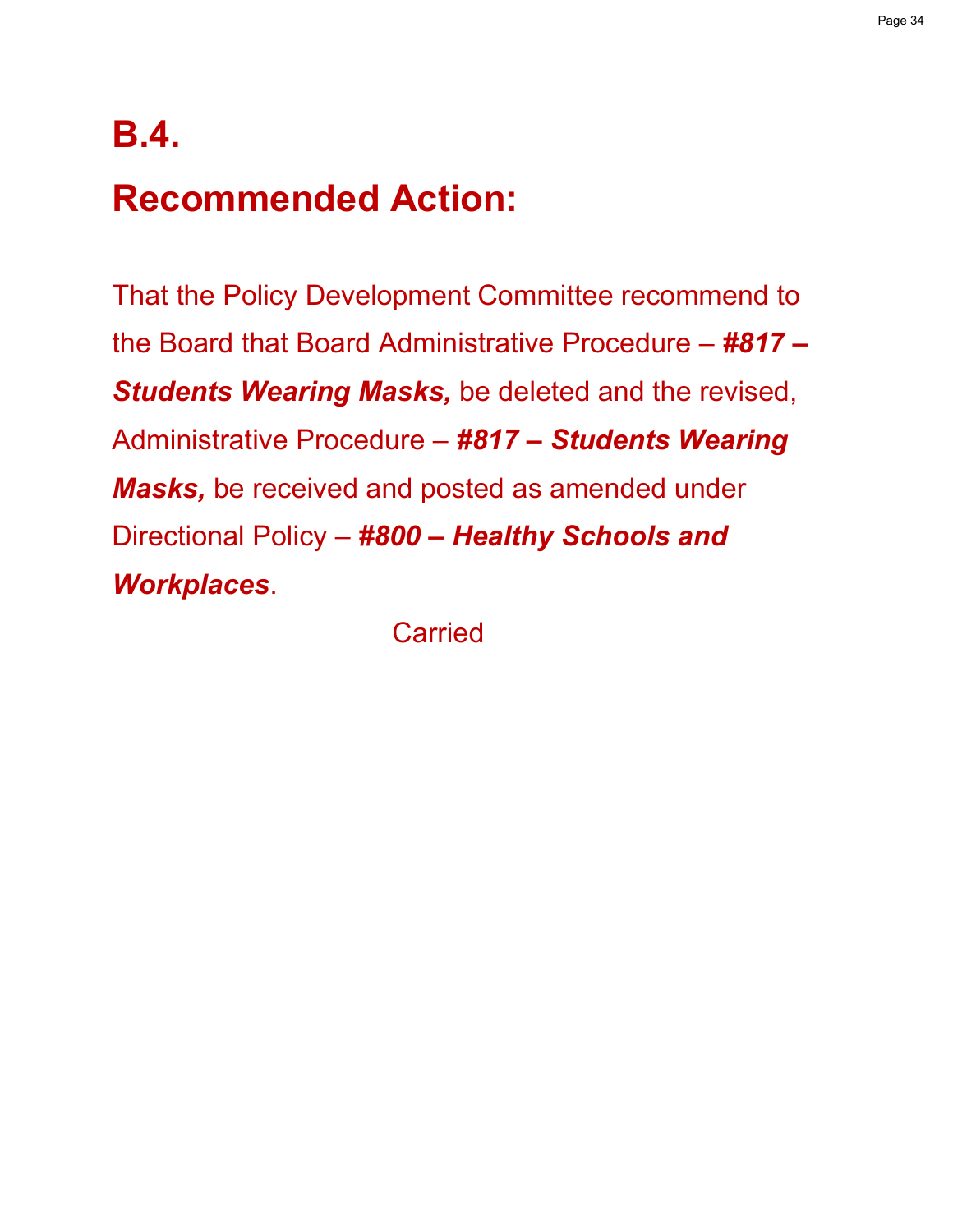# B.4.

# Recommended Action:

That the Policy Development Committee recommend to the Board that Board Administrative Procedure – ***#817 – Students Wearing Masks,*** be deleted and the revised, Administrative Procedure – ***#817 – Students Wearing Masks,*** be received and posted as amended under Directional Policy – ***#800 – Healthy Schools and Workplaces***.

Carried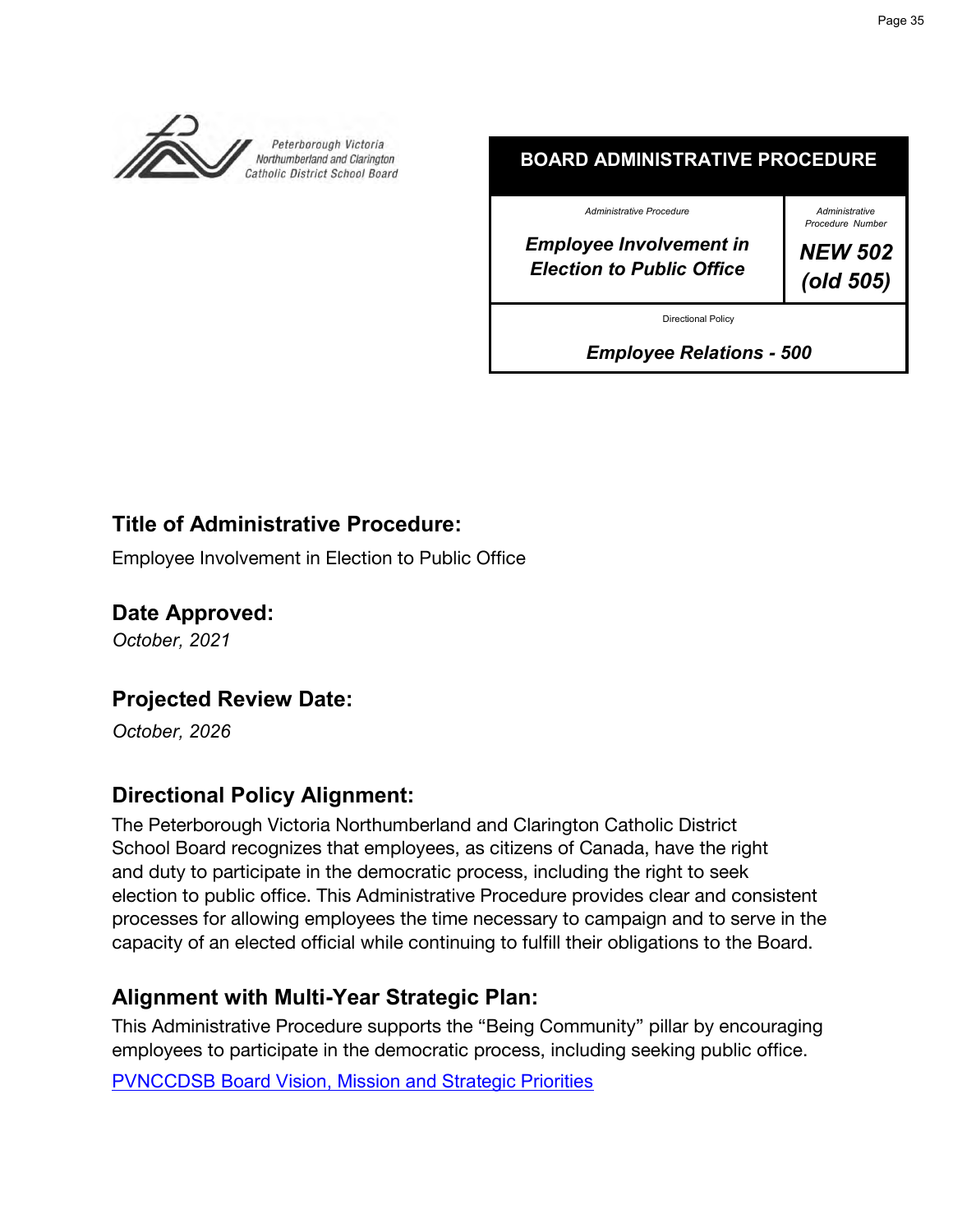Peterborough Victoria Northumberland and Clarington Catholic District School Board

| BOARD ADMINISTRATIVE PROCEDURE | |
|---|---|
| Administrative Procedure<br>***Employee Involvement in Election to Public Office*** | Administrative Procedure Number<br>***NEW 502 (old 505)*** |
| Directional Policy<br>***Employee Relations - 500*** | |

## Title of Administrative Procedure:

Employee Involvement in Election to Public Office

## Date Approved:

*October, 2021*

## Projected Review Date:

*October, 2026*

## Directional Policy Alignment:

The Peterborough Victoria Northumberland and Clarington Catholic District School Board recognizes that employees, as citizens of Canada, have the right and duty to participate in the democratic process, including the right to seek election to public office. This Administrative Procedure provides clear and consistent processes for allowing employees the time necessary to campaign and to serve in the capacity of an elected official while continuing to fulfill their obligations to the Board.

## Alignment with Multi-Year Strategic Plan:

This Administrative Procedure supports the "Being Community" pillar by encouraging employees to participate in the democratic process, including seeking public office.

PVNCCDSB Board Vision, Mission and Strategic Priorities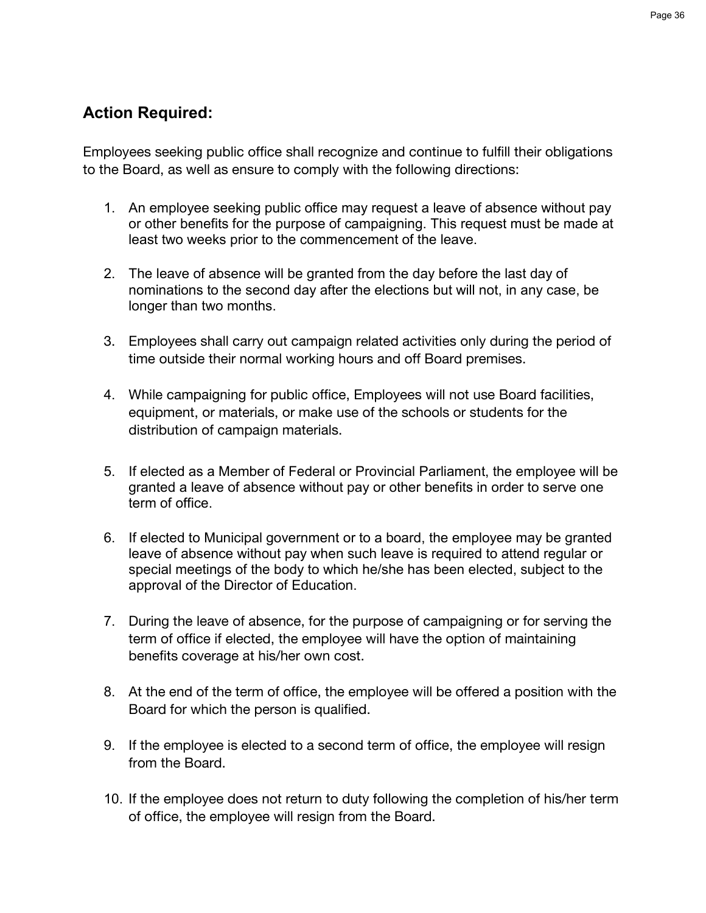## Action Required:

Employees seeking public office shall recognize and continue to fulfill their obligations to the Board, as well as ensure to comply with the following directions:

1. An employee seeking public office may request a leave of absence without pay or other benefits for the purpose of campaigning. This request must be made at least two weeks prior to the commencement of the leave.

2. The leave of absence will be granted from the day before the last day of nominations to the second day after the elections but will not, in any case, be longer than two months.

3. Employees shall carry out campaign related activities only during the period of time outside their normal working hours and off Board premises.

4. While campaigning for public office, Employees will not use Board facilities, equipment, or materials, or make use of the schools or students for the distribution of campaign materials.

5. If elected as a Member of Federal or Provincial Parliament, the employee will be granted a leave of absence without pay or other benefits in order to serve one term of office.

6. If elected to Municipal government or to a board, the employee may be granted leave of absence without pay when such leave is required to attend regular or special meetings of the body to which he/she has been elected, subject to the approval of the Director of Education.

7. During the leave of absence, for the purpose of campaigning or for serving the term of office if elected, the employee will have the option of maintaining benefits coverage at his/her own cost.

8. At the end of the term of office, the employee will be offered a position with the Board for which the person is qualified.

9. If the employee is elected to a second term of office, the employee will resign from the Board.

10. If the employee does not return to duty following the completion of his/her term of office, the employee will resign from the Board.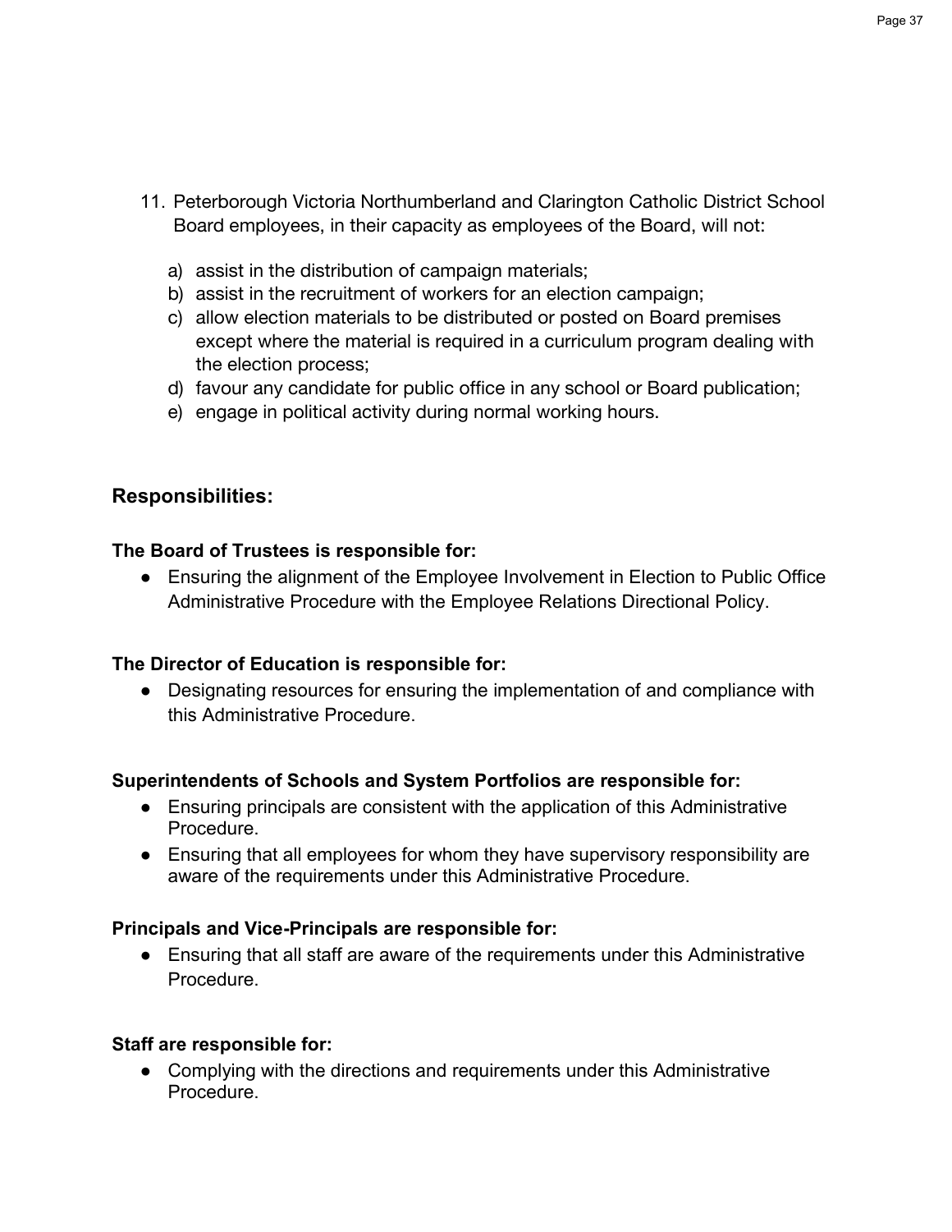11. Peterborough Victoria Northumberland and Clarington Catholic District School Board employees, in their capacity as employees of the Board, will not:

    a) assist in the distribution of campaign materials;
    b) assist in the recruitment of workers for an election campaign;
    c) allow election materials to be distributed or posted on Board premises except where the material is required in a curriculum program dealing with the election process;
    d) favour any candidate for public office in any school or Board publication;
    e) engage in political activity during normal working hours.

## Responsibilities:

**The Board of Trustees is responsible for:**

- Ensuring the alignment of the Employee Involvement in Election to Public Office Administrative Procedure with the Employee Relations Directional Policy.

**The Director of Education is responsible for:**

- Designating resources for ensuring the implementation of and compliance with this Administrative Procedure.

**Superintendents of Schools and System Portfolios are responsible for:**

- Ensuring principals are consistent with the application of this Administrative Procedure.
- Ensuring that all employees for whom they have supervisory responsibility are aware of the requirements under this Administrative Procedure.

**Principals and Vice-Principals are responsible for:**

- Ensuring that all staff are aware of the requirements under this Administrative Procedure.

**Staff are responsible for:**

- Complying with the directions and requirements under this Administrative Procedure.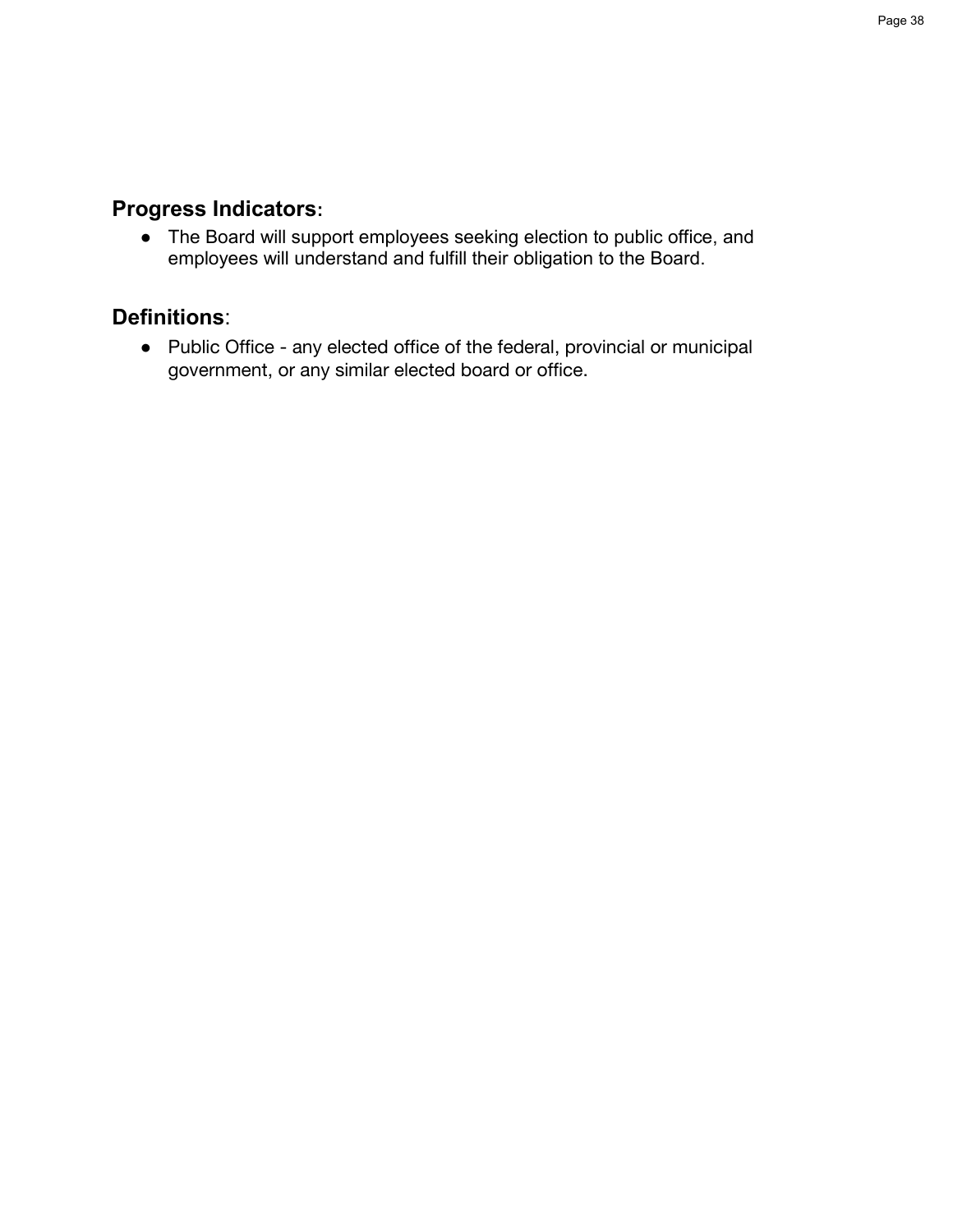## Progress Indicators:

- The Board will support employees seeking election to public office, and employees will understand and fulfill their obligation to the Board.

## Definitions:

- Public Office - any elected office of the federal, provincial or municipal government, or any similar elected board or office.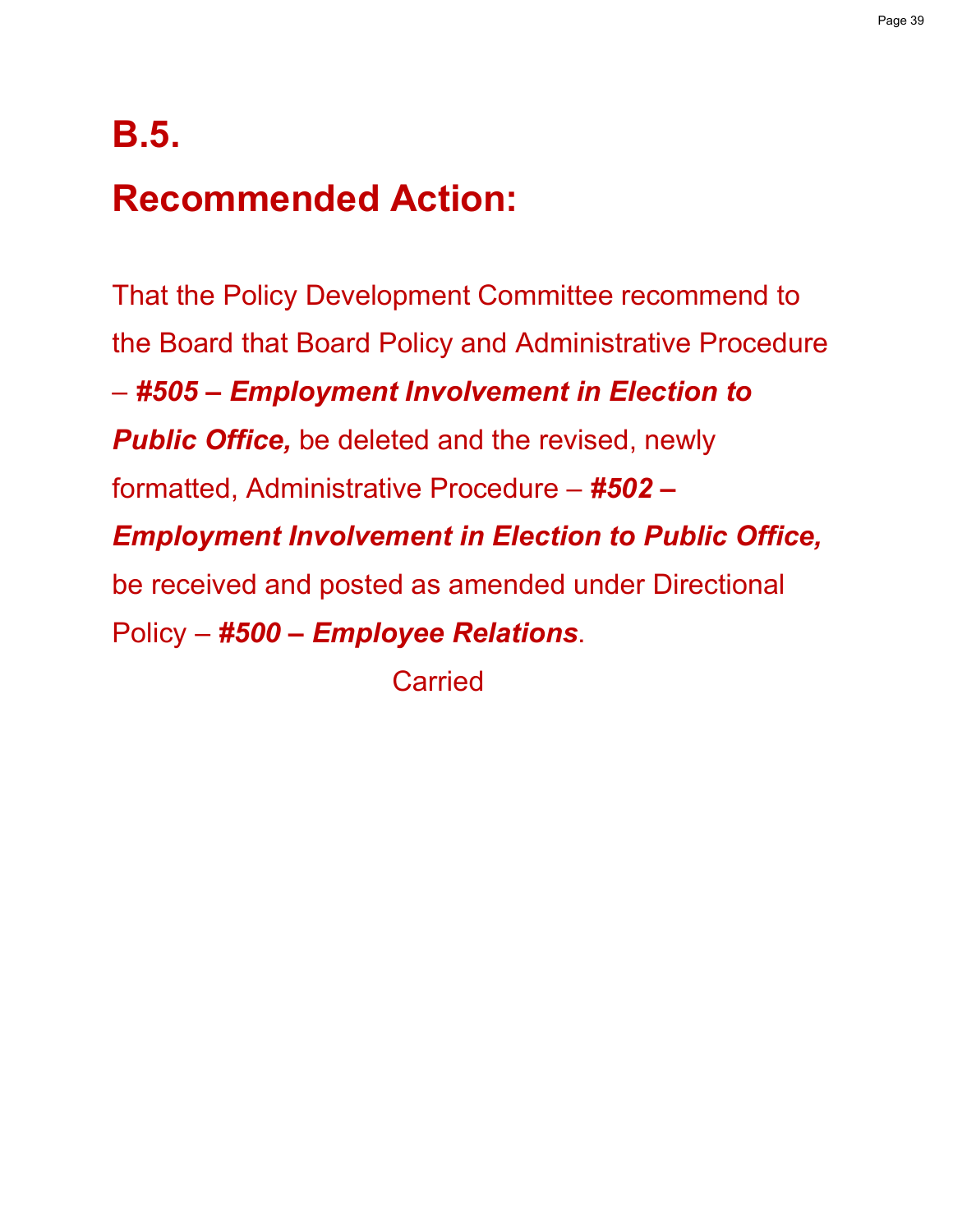# B.5.

# Recommended Action:

That the Policy Development Committee recommend to the Board that Board Policy and Administrative Procedure – ***#505 – Employment Involvement in Election to Public Office,*** be deleted and the revised, newly formatted, Administrative Procedure – ***#502 – Employment Involvement in Election to Public Office,*** be received and posted as amended under Directional Policy – ***#500 – Employee Relations***.

Carried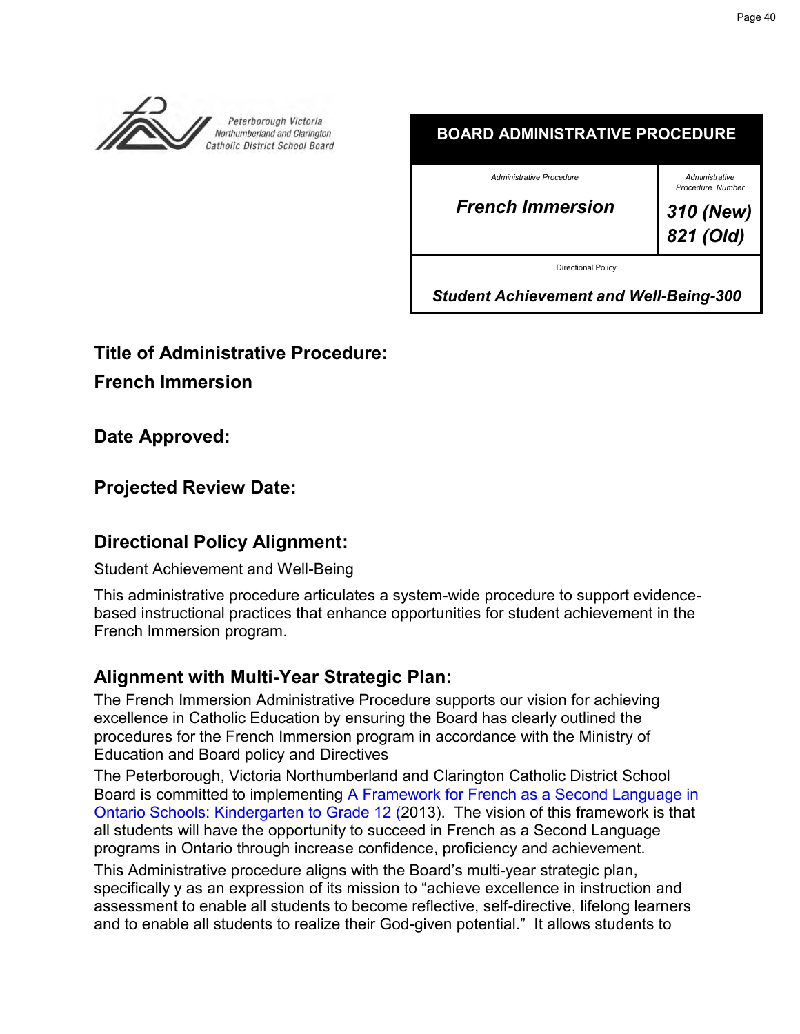Peterborough Victoria Northumberland and Clarington Catholic District School Board

| BOARD ADMINISTRATIVE PROCEDURE | |
|---|---|
| Administrative Procedure<br>***French Immersion*** | Administrative Procedure Number<br>***310 (New)***<br>***821 (Old)*** |
| Directional Policy<br>***Student Achievement and Well-Being-300*** | |

## Title of Administrative Procedure:

## French Immersion

## Date Approved:

## Projected Review Date:

## Directional Policy Alignment:

Student Achievement and Well-Being

This administrative procedure articulates a system-wide procedure to support evidence-based instructional practices that enhance opportunities for student achievement in the French Immersion program.

## Alignment with Multi-Year Strategic Plan:

The French Immersion Administrative Procedure supports our vision for achieving excellence in Catholic Education by ensuring the Board has clearly outlined the procedures for the French Immersion program in accordance with the Ministry of Education and Board policy and Directives

The Peterborough, Victoria Northumberland and Clarington Catholic District School Board is committed to implementing [A Framework for French as a Second Language in Ontario Schools: Kindergarten to Grade 12 (](#)2013). The vision of this framework is that all students will have the opportunity to succeed in French as a Second Language programs in Ontario through increase confidence, proficiency and achievement.

This Administrative procedure aligns with the Board's multi-year strategic plan, specifically y as an expression of its mission to "achieve excellence in instruction and assessment to enable all students to become reflective, self-directive, lifelong learners and to enable all students to realize their God-given potential." It allows students to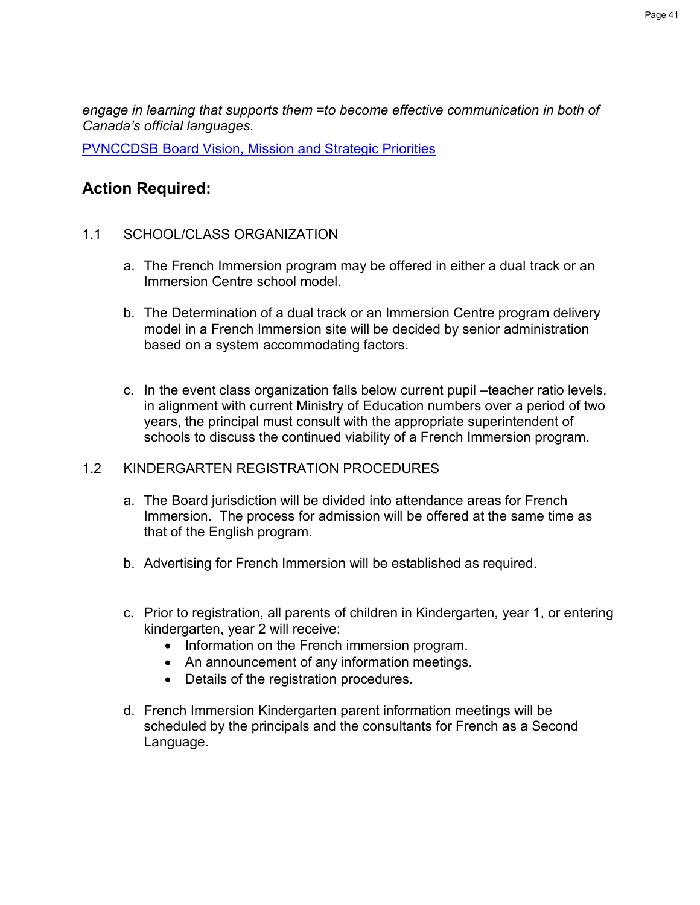*engage in learning that supports them =to become effective communication in both of Canada's official languages.*

[PVNCCDSB Board Vision, Mission and Strategic Priorities]

## Action Required:

1.1 SCHOOL/CLASS ORGANIZATION

a. The French Immersion program may be offered in either a dual track or an Immersion Centre school model.

b. The Determination of a dual track or an Immersion Centre program delivery model in a French Immersion site will be decided by senior administration based on a system accommodating factors.

c. In the event class organization falls below current pupil –teacher ratio levels, in alignment with current Ministry of Education numbers over a period of two years, the principal must consult with the appropriate superintendent of schools to discuss the continued viability of a French Immersion program.

1.2 KINDERGARTEN REGISTRATION PROCEDURES

a. The Board jurisdiction will be divided into attendance areas for French Immersion. The process for admission will be offered at the same time as that of the English program.

b. Advertising for French Immersion will be established as required.

c. Prior to registration, all parents of children in Kindergarten, year 1, or entering kindergarten, year 2 will receive:
   - Information on the French immersion program.
   - An announcement of any information meetings.
   - Details of the registration procedures.

d. French Immersion Kindergarten parent information meetings will be scheduled by the principals and the consultants for French as a Second Language.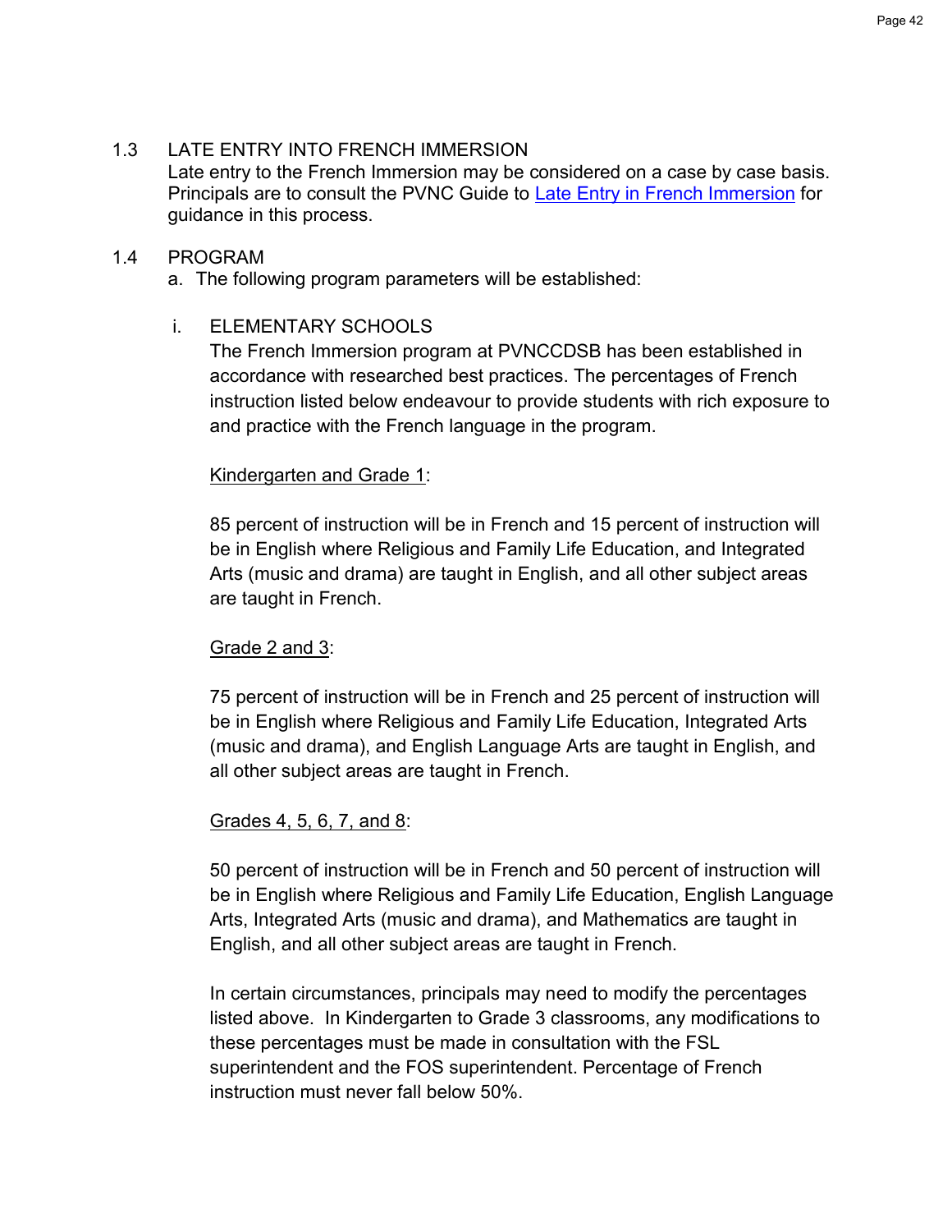1.3 LATE ENTRY INTO FRENCH IMMERSION

Late entry to the French Immersion may be considered on a case by case basis. Principals are to consult the PVNC Guide to [Late Entry in French Immersion] for guidance in this process.

1.4 PROGRAM

a. The following program parameters will be established:

i. ELEMENTARY SCHOOLS

The French Immersion program at PVNCCDSB has been established in accordance with researched best practices. The percentages of French instruction listed below endeavour to provide students with rich exposure to and practice with the French language in the program.

<u>Kindergarten and Grade 1</u>:

85 percent of instruction will be in French and 15 percent of instruction will be in English where Religious and Family Life Education, and Integrated Arts (music and drama) are taught in English, and all other subject areas are taught in French.

<u>Grade 2 and 3</u>:

75 percent of instruction will be in French and 25 percent of instruction will be in English where Religious and Family Life Education, Integrated Arts (music and drama), and English Language Arts are taught in English, and all other subject areas are taught in French.

<u>Grades 4, 5, 6, 7, and 8</u>:

50 percent of instruction will be in French and 50 percent of instruction will be in English where Religious and Family Life Education, English Language Arts, Integrated Arts (music and drama), and Mathematics are taught in English, and all other subject areas are taught in French.

In certain circumstances, principals may need to modify the percentages listed above. In Kindergarten to Grade 3 classrooms, any modifications to these percentages must be made in consultation with the FSL superintendent and the FOS superintendent. Percentage of French instruction must never fall below 50%.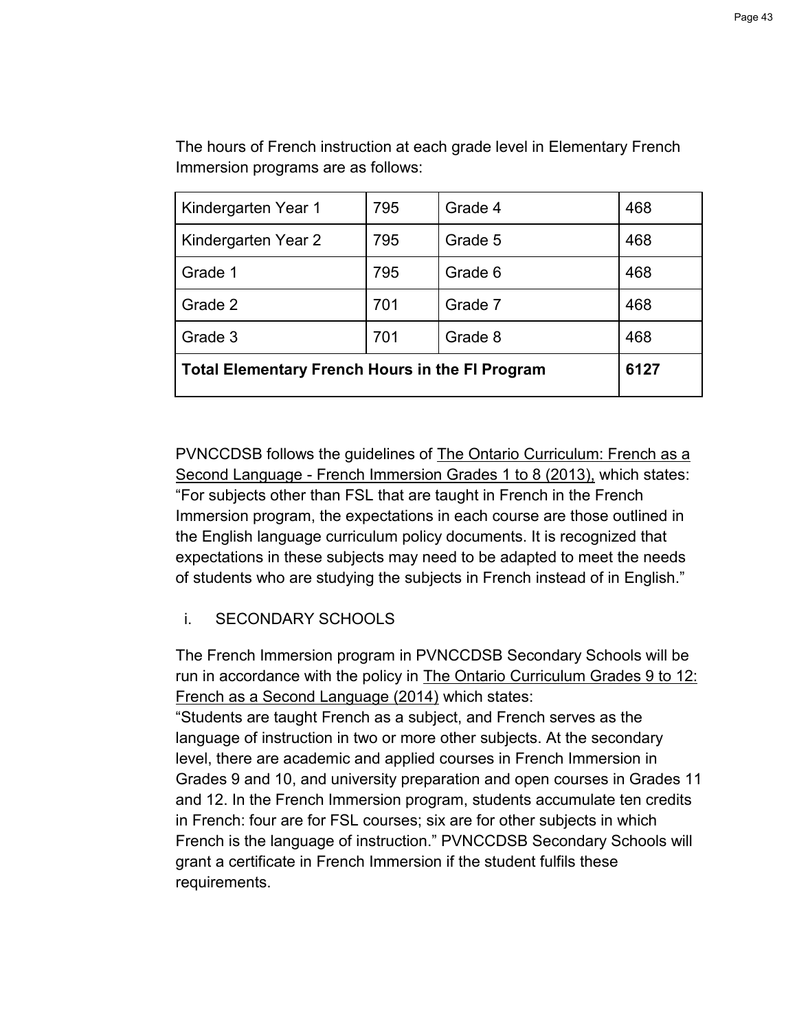The hours of French instruction at each grade level in Elementary French Immersion programs are as follows:

| | | | |
|---|---|---|---|
| Kindergarten Year 1 | 795 | Grade 4 | 468 |
| Kindergarten Year 2 | 795 | Grade 5 | 468 |
| Grade 1 | 795 | Grade 6 | 468 |
| Grade 2 | 701 | Grade 7 | 468 |
| Grade 3 | 701 | Grade 8 | 468 |
| **Total Elementary French Hours in the FI Program** | | | **6127** |

PVNCCDSB follows the guidelines of The Ontario Curriculum: French as a Second Language - French Immersion Grades 1 to 8 (2013), which states: "For subjects other than FSL that are taught in French in the French Immersion program, the expectations in each course are those outlined in the English language curriculum policy documents. It is recognized that expectations in these subjects may need to be adapted to meet the needs of students who are studying the subjects in French instead of in English."

i. SECONDARY SCHOOLS

The French Immersion program in PVNCCDSB Secondary Schools will be run in accordance with the policy in The Ontario Curriculum Grades 9 to 12: French as a Second Language (2014) which states:
"Students are taught French as a subject, and French serves as the language of instruction in two or more other subjects. At the secondary level, there are academic and applied courses in French Immersion in Grades 9 and 10, and university preparation and open courses in Grades 11 and 12. In the French Immersion program, students accumulate ten credits in French: four are for FSL courses; six are for other subjects in which French is the language of instruction." PVNCCDSB Secondary Schools will grant a certificate in French Immersion if the student fulfils these requirements.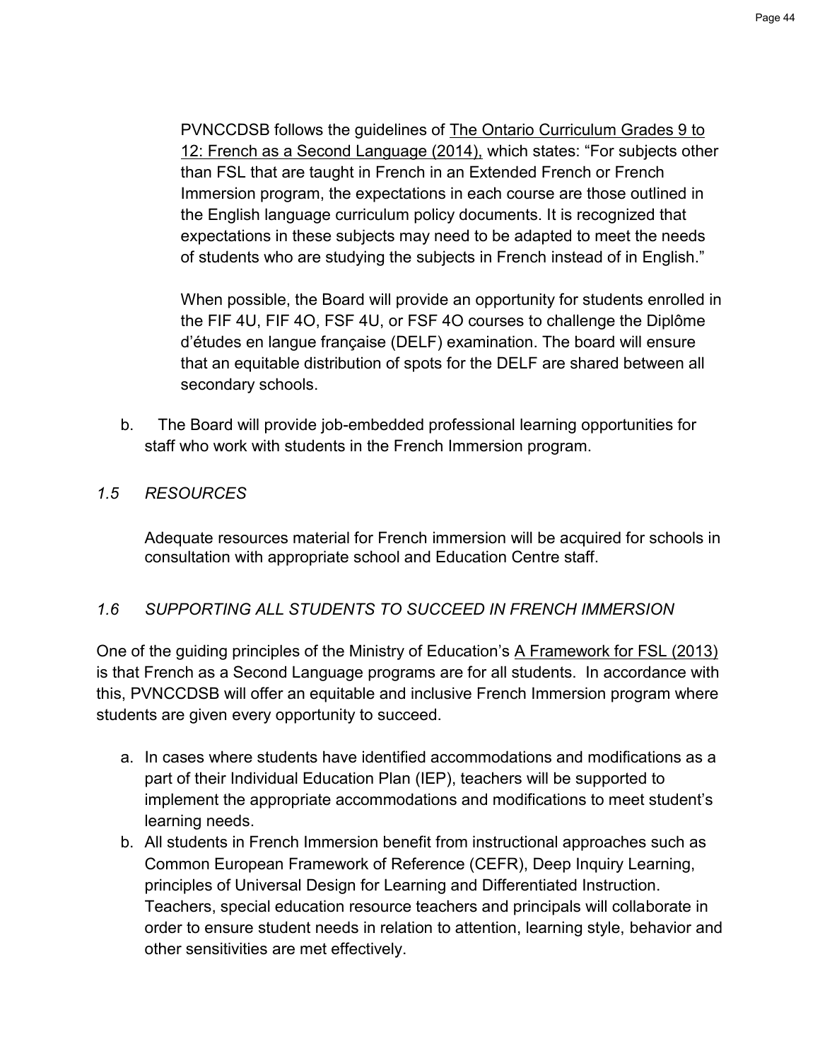PVNCCDSB follows the guidelines of The Ontario Curriculum Grades 9 to 12: French as a Second Language (2014), which states: "For subjects other than FSL that are taught in French in an Extended French or French Immersion program, the expectations in each course are those outlined in the English language curriculum policy documents. It is recognized that expectations in these subjects may need to be adapted to meet the needs of students who are studying the subjects in French instead of in English."

When possible, the Board will provide an opportunity for students enrolled in the FIF 4U, FIF 4O, FSF 4U, or FSF 4O courses to challenge the Diplôme d'études en langue française (DELF) examination. The board will ensure that an equitable distribution of spots for the DELF are shared between all secondary schools.

b. The Board will provide job-embedded professional learning opportunities for staff who work with students in the French Immersion program.

### *1.5 RESOURCES*

Adequate resources material for French immersion will be acquired for schools in consultation with appropriate school and Education Centre staff.

### *1.6 SUPPORTING ALL STUDENTS TO SUCCEED IN FRENCH IMMERSION*

One of the guiding principles of the Ministry of Education's A Framework for FSL (2013) is that French as a Second Language programs are for all students. In accordance with this, PVNCCDSB will offer an equitable and inclusive French Immersion program where students are given every opportunity to succeed.

a. In cases where students have identified accommodations and modifications as a part of their Individual Education Plan (IEP), teachers will be supported to implement the appropriate accommodations and modifications to meet student's learning needs.
b. All students in French Immersion benefit from instructional approaches such as Common European Framework of Reference (CEFR), Deep Inquiry Learning, principles of Universal Design for Learning and Differentiated Instruction. Teachers, special education resource teachers and principals will collaborate in order to ensure student needs in relation to attention, learning style, behavior and other sensitivities are met effectively.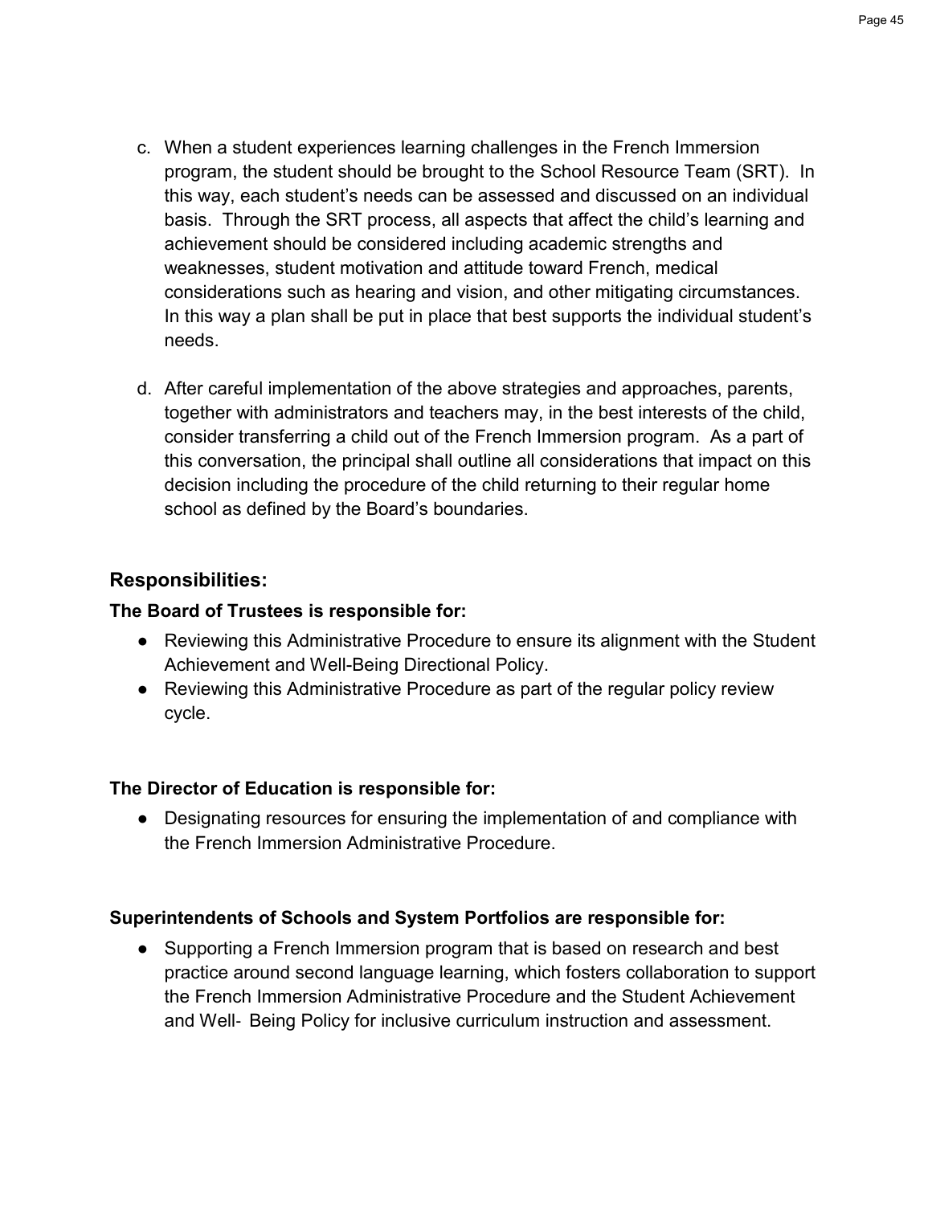c. When a student experiences learning challenges in the French Immersion program, the student should be brought to the School Resource Team (SRT). In this way, each student's needs can be assessed and discussed on an individual basis. Through the SRT process, all aspects that affect the child's learning and achievement should be considered including academic strengths and weaknesses, student motivation and attitude toward French, medical considerations such as hearing and vision, and other mitigating circumstances. In this way a plan shall be put in place that best supports the individual student's needs.

d. After careful implementation of the above strategies and approaches, parents, together with administrators and teachers may, in the best interests of the child, consider transferring a child out of the French Immersion program. As a part of this conversation, the principal shall outline all considerations that impact on this decision including the procedure of the child returning to their regular home school as defined by the Board's boundaries.

## Responsibilities:

**The Board of Trustees is responsible for:**

- Reviewing this Administrative Procedure to ensure its alignment with the Student Achievement and Well-Being Directional Policy.
- Reviewing this Administrative Procedure as part of the regular policy review cycle.

**The Director of Education is responsible for:**

- Designating resources for ensuring the implementation of and compliance with the French Immersion Administrative Procedure.

**Superintendents of Schools and System Portfolios are responsible for:**

- Supporting a French Immersion program that is based on research and best practice around second language learning, which fosters collaboration to support the French Immersion Administrative Procedure and the Student Achievement and Well- Being Policy for inclusive curriculum instruction and assessment.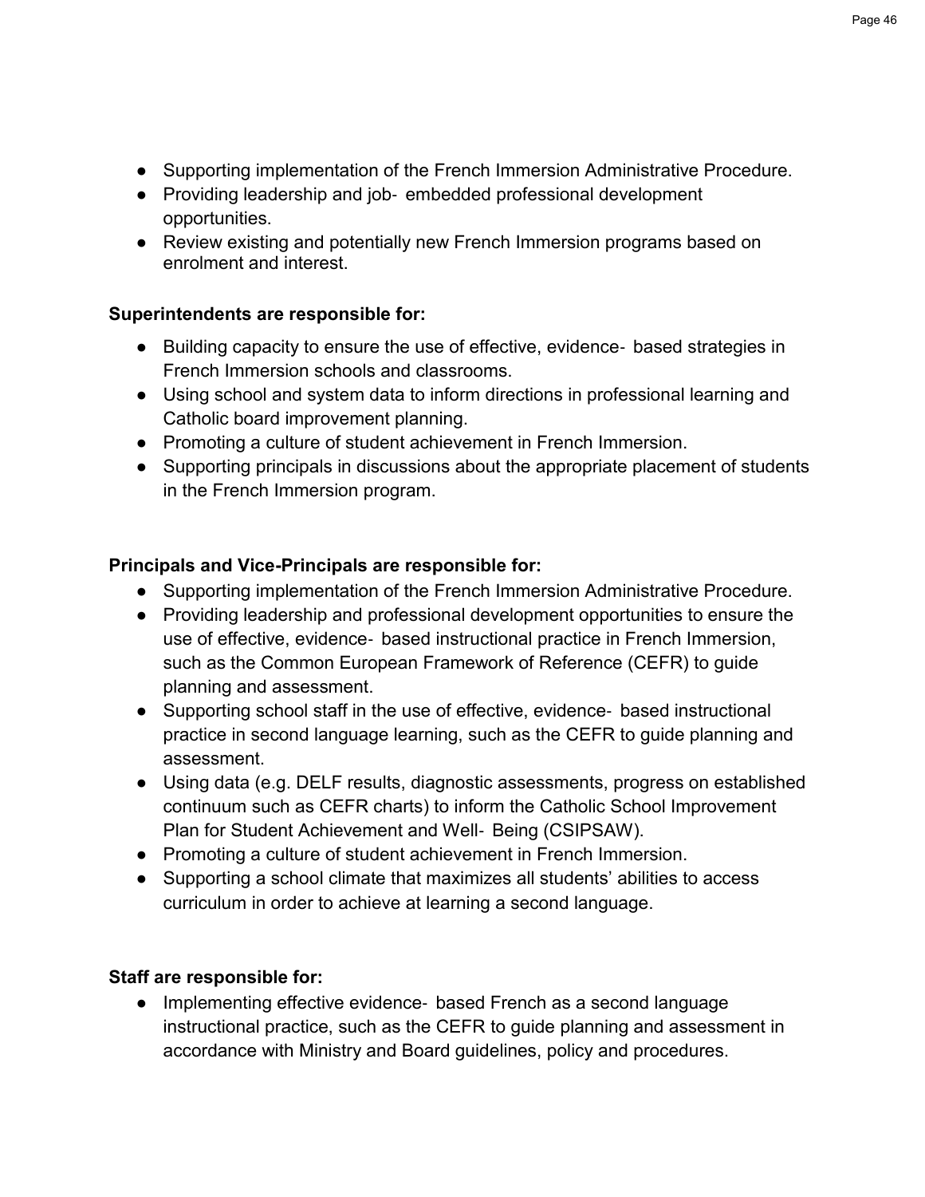- Supporting implementation of the French Immersion Administrative Procedure.
- Providing leadership and job- embedded professional development opportunities.
- Review existing and potentially new French Immersion programs based on enrolment and interest.

**Superintendents are responsible for:**

- Building capacity to ensure the use of effective, evidence- based strategies in French Immersion schools and classrooms.
- Using school and system data to inform directions in professional learning and Catholic board improvement planning.
- Promoting a culture of student achievement in French Immersion.
- Supporting principals in discussions about the appropriate placement of students in the French Immersion program.

**Principals and Vice-Principals are responsible for:**

- Supporting implementation of the French Immersion Administrative Procedure.
- Providing leadership and professional development opportunities to ensure the use of effective, evidence- based instructional practice in French Immersion, such as the Common European Framework of Reference (CEFR) to guide planning and assessment.
- Supporting school staff in the use of effective, evidence- based instructional practice in second language learning, such as the CEFR to guide planning and assessment.
- Using data (e.g. DELF results, diagnostic assessments, progress on established continuum such as CEFR charts) to inform the Catholic School Improvement Plan for Student Achievement and Well- Being (CSIPSAW).
- Promoting a culture of student achievement in French Immersion.
- Supporting a school climate that maximizes all students' abilities to access curriculum in order to achieve at learning a second language.

**Staff are responsible for:**

- Implementing effective evidence- based French as a second language instructional practice, such as the CEFR to guide planning and assessment in accordance with Ministry and Board guidelines, policy and procedures.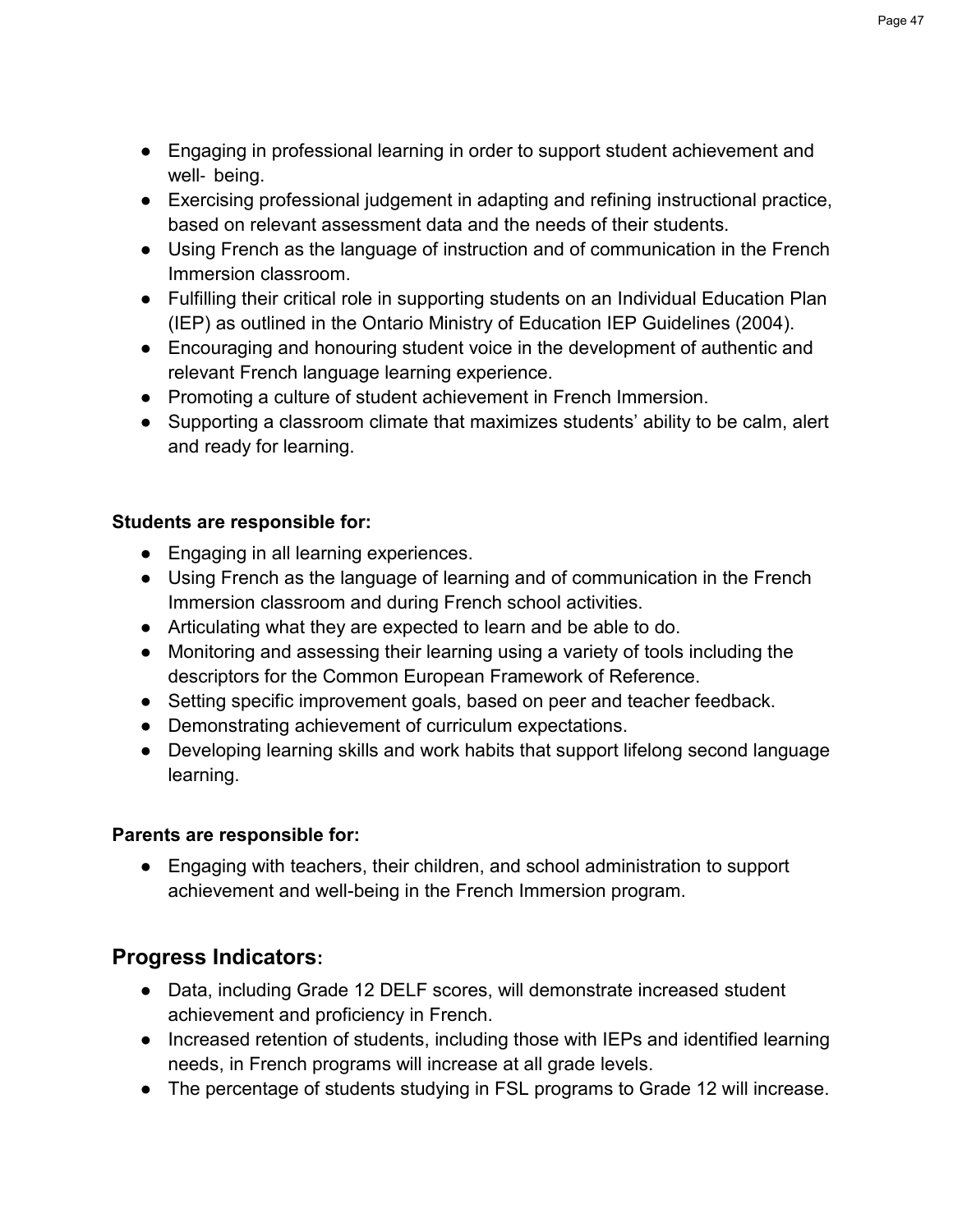- Engaging in professional learning in order to support student achievement and well- being.
- Exercising professional judgement in adapting and refining instructional practice, based on relevant assessment data and the needs of their students.
- Using French as the language of instruction and of communication in the French Immersion classroom.
- Fulfilling their critical role in supporting students on an Individual Education Plan (IEP) as outlined in the Ontario Ministry of Education IEP Guidelines (2004).
- Encouraging and honouring student voice in the development of authentic and relevant French language learning experience.
- Promoting a culture of student achievement in French Immersion.
- Supporting a classroom climate that maximizes students' ability to be calm, alert and ready for learning.

**Students are responsible for:**

- Engaging in all learning experiences.
- Using French as the language of learning and of communication in the French Immersion classroom and during French school activities.
- Articulating what they are expected to learn and be able to do.
- Monitoring and assessing their learning using a variety of tools including the descriptors for the Common European Framework of Reference.
- Setting specific improvement goals, based on peer and teacher feedback.
- Demonstrating achievement of curriculum expectations.
- Developing learning skills and work habits that support lifelong second language learning.

**Parents are responsible for:**

- Engaging with teachers, their children, and school administration to support achievement and well-being in the French Immersion program.

## Progress Indicators:

- Data, including Grade 12 DELF scores, will demonstrate increased student achievement and proficiency in French.
- Increased retention of students, including those with IEPs and identified learning needs, in French programs will increase at all grade levels.
- The percentage of students studying in FSL programs to Grade 12 will increase.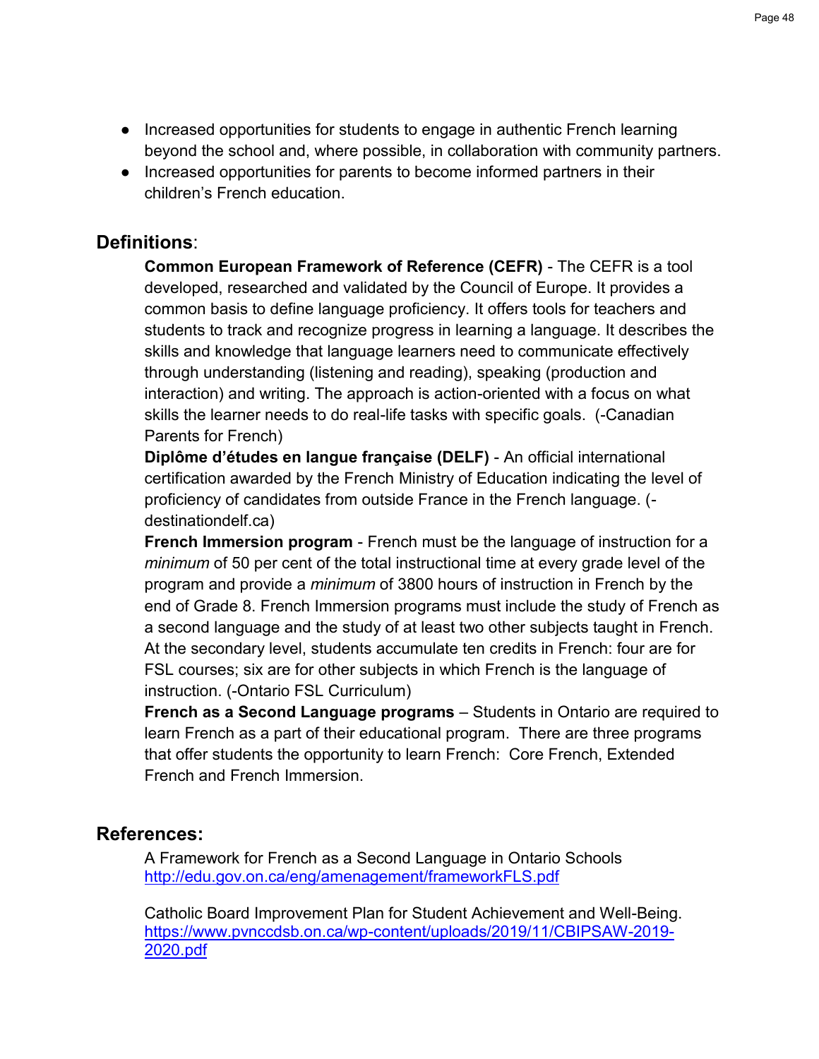- Increased opportunities for students to engage in authentic French learning beyond the school and, where possible, in collaboration with community partners.
- Increased opportunities for parents to become informed partners in their children's French education.

## Definitions:

**Common European Framework of Reference (CEFR)** - The CEFR is a tool developed, researched and validated by the Council of Europe. It provides a common basis to define language proficiency. It offers tools for teachers and students to track and recognize progress in learning a language. It describes the skills and knowledge that language learners need to communicate effectively through understanding (listening and reading), speaking (production and interaction) and writing. The approach is action-oriented with a focus on what skills the learner needs to do real-life tasks with specific goals. (-Canadian Parents for French)

**Diplôme d'études en langue française (DELF)** - An official international certification awarded by the French Ministry of Education indicating the level of proficiency of candidates from outside France in the French language. (-destinationdelf.ca)

**French Immersion program** - French must be the language of instruction for a *minimum* of 50 per cent of the total instructional time at every grade level of the program and provide a *minimum* of 3800 hours of instruction in French by the end of Grade 8. French Immersion programs must include the study of French as a second language and the study of at least two other subjects taught in French. At the secondary level, students accumulate ten credits in French: four are for FSL courses; six are for other subjects in which French is the language of instruction. (-Ontario FSL Curriculum)

**French as a Second Language programs** – Students in Ontario are required to learn French as a part of their educational program. There are three programs that offer students the opportunity to learn French: Core French, Extended French and French Immersion.

## References:

A Framework for French as a Second Language in Ontario Schools
http://edu.gov.on.ca/eng/amenagement/frameworkFLS.pdf

Catholic Board Improvement Plan for Student Achievement and Well-Being.
https://www.pvnccdsb.on.ca/wp-content/uploads/2019/11/CBIPSAW-2019-2020.pdf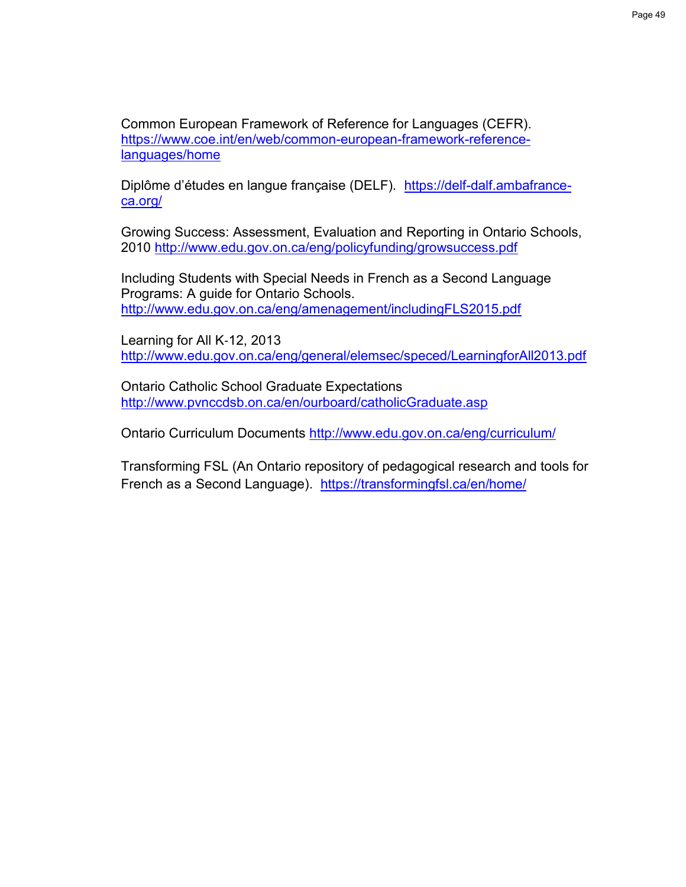Common European Framework of Reference for Languages (CEFR). https://www.coe.int/en/web/common-european-framework-reference-languages/home

Diplôme d'études en langue française (DELF). https://delf-dalf.ambafrance-ca.org/

Growing Success: Assessment, Evaluation and Reporting in Ontario Schools, 2010 http://www.edu.gov.on.ca/eng/policyfunding/growsuccess.pdf

Including Students with Special Needs in French as a Second Language Programs: A guide for Ontario Schools. http://www.edu.gov.on.ca/eng/amenagement/includingFLS2015.pdf

Learning for All K-12, 2013 http://www.edu.gov.on.ca/eng/general/elemsec/speced/LearningforAll2013.pdf

Ontario Catholic School Graduate Expectations http://www.pvnccdsb.on.ca/en/ourboard/catholicGraduate.asp

Ontario Curriculum Documents http://www.edu.gov.on.ca/eng/curriculum/

Transforming FSL (An Ontario repository of pedagogical research and tools for French as a Second Language). https://transformingfsl.ca/en/home/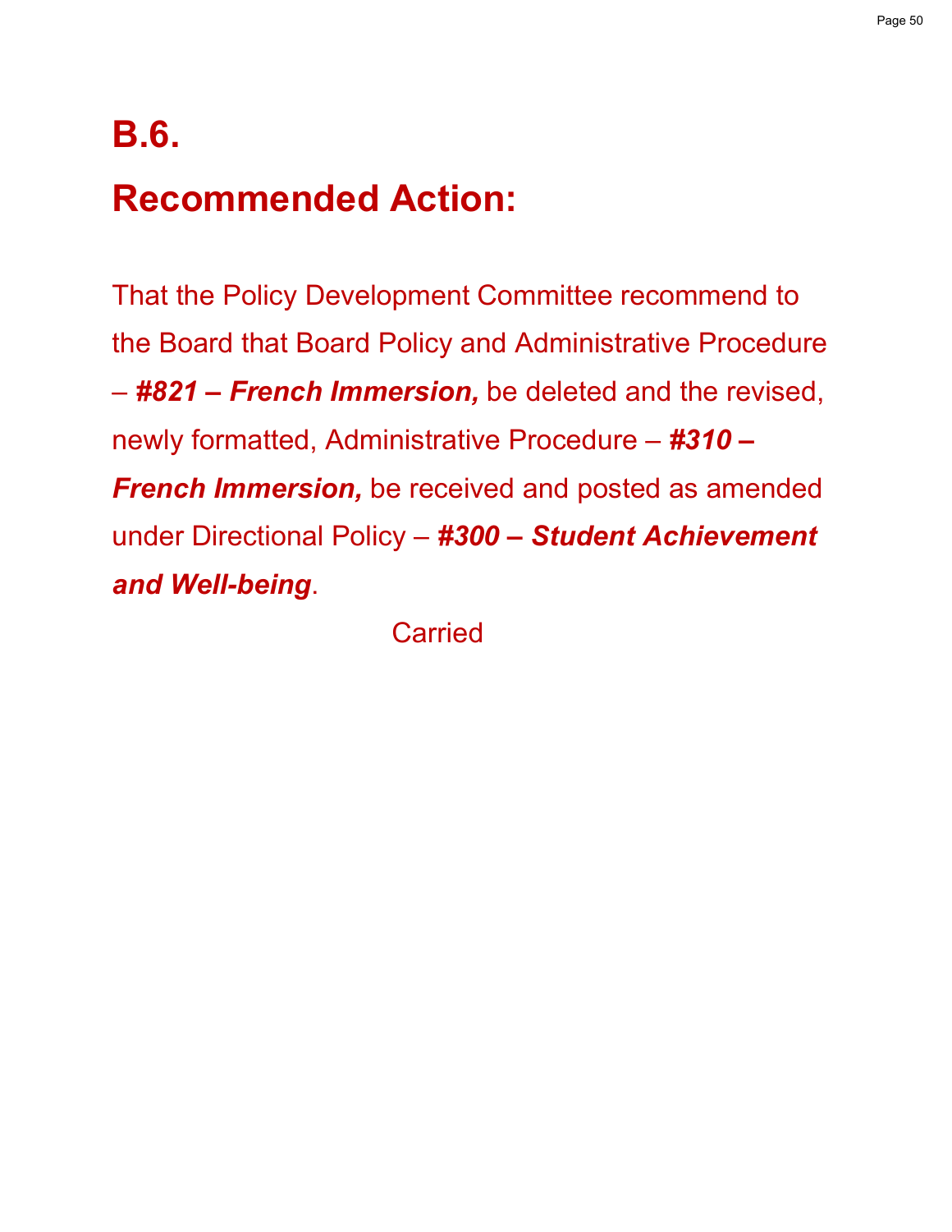# B.6.

# Recommended Action:

That the Policy Development Committee recommend to the Board that Board Policy and Administrative Procedure – ***#821 – French Immersion,*** be deleted and the revised, newly formatted, Administrative Procedure – ***#310 – French Immersion,*** be received and posted as amended under Directional Policy – ***#300 – Student Achievement and Well-being***.

Carried